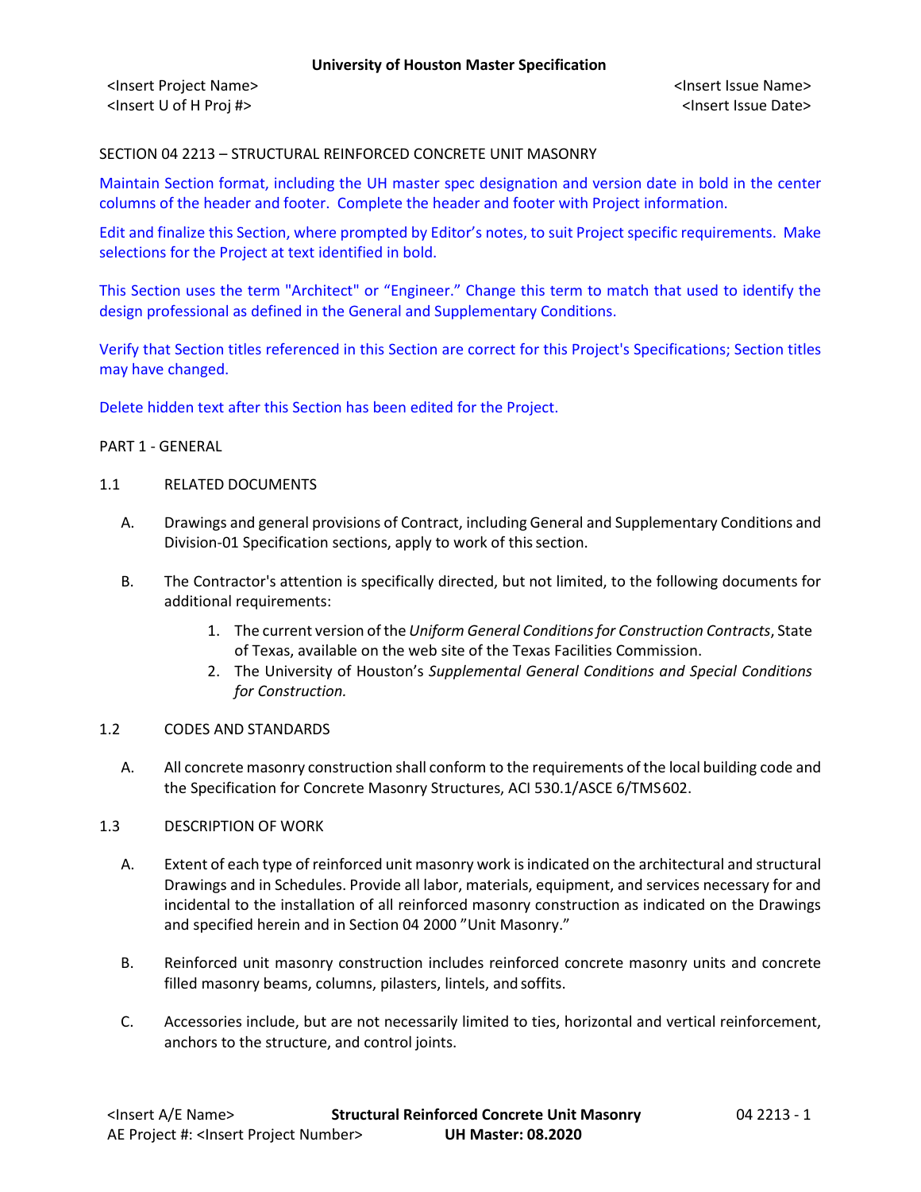SECTION 04 2213 – STRUCTURAL REINFORCED CONCRETE UNIT MASONRY

Maintain Section format, including the UH master spec designation and version date in bold in the center columns of the header and footer. Complete the header and footer with Project information.

Edit and finalize this Section, where prompted by Editor's notes, to suit Project specific requirements. Make selections for the Project at text identified in bold.

This Section uses the term "Architect" or "Engineer." Change this term to match that used to identify the design professional as defined in the General and Supplementary Conditions.

Verify that Section titles referenced in this Section are correct for this Project's Specifications; Section titles may have changed.

Delete hidden text after this Section has been edited for the Project.

PART 1 - GENERAL

1.1 RELATED DOCUMENTS

A. Drawings and general provisions of Contract, including General and Supplementary Conditions and Division-01 Specification sections, apply to work of this section.

B. The Contractor's attention is specifically directed, but not limited, to the following documents for additional requirements:

1. The current version of the *Uniform General Conditions for Construction Contracts*, State of Texas, available on the web site of the Texas Facilities Commission.
2. The University of Houston's *Supplemental General Conditions and Special Conditions for Construction.*

1.2 CODES AND STANDARDS

A. All concrete masonry construction shall conform to the requirements of the local building code and the Specification for Concrete Masonry Structures, ACI 530.1/ASCE 6/TMS 602.

1.3 DESCRIPTION OF WORK

A. Extent of each type of reinforced unit masonry work is indicated on the architectural and structural Drawings and in Schedules. Provide all labor, materials, equipment, and services necessary for and incidental to the installation of all reinforced masonry construction as indicated on the Drawings and specified herein and in Section 04 2000 "Unit Masonry."

B. Reinforced unit masonry construction includes reinforced concrete masonry units and concrete filled masonry beams, columns, pilasters, lintels, and soffits.

C. Accessories include, but are not necessarily limited to ties, horizontal and vertical reinforcement, anchors to the structure, and control joints.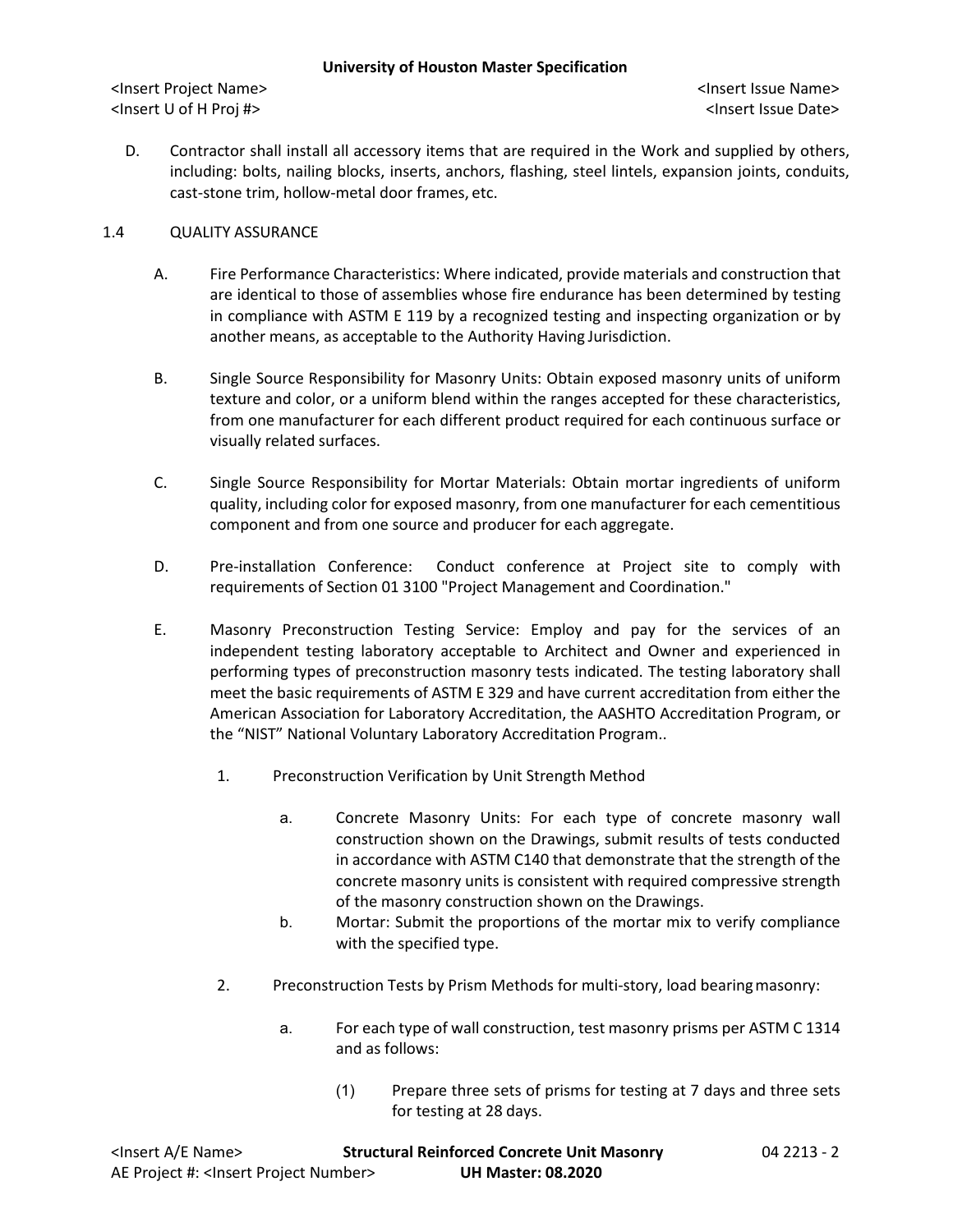D. Contractor shall install all accessory items that are required in the Work and supplied by others, including: bolts, nailing blocks, inserts, anchors, flashing, steel lintels, expansion joints, conduits, cast-stone trim, hollow-metal door frames, etc.

## 1.4 QUALITY ASSURANCE

A. Fire Performance Characteristics: Where indicated, provide materials and construction that are identical to those of assemblies whose fire endurance has been determined by testing in compliance with ASTM E 119 by a recognized testing and inspecting organization or by another means, as acceptable to the Authority Having Jurisdiction.

B. Single Source Responsibility for Masonry Units: Obtain exposed masonry units of uniform texture and color, or a uniform blend within the ranges accepted for these characteristics, from one manufacturer for each different product required for each continuous surface or visually related surfaces.

C. Single Source Responsibility for Mortar Materials: Obtain mortar ingredients of uniform quality, including color for exposed masonry, from one manufacturer for each cementitious component and from one source and producer for each aggregate.

D. Pre-installation Conference: Conduct conference at Project site to comply with requirements of Section 01 3100 "Project Management and Coordination."

E. Masonry Preconstruction Testing Service: Employ and pay for the services of an independent testing laboratory acceptable to Architect and Owner and experienced in performing types of preconstruction masonry tests indicated. The testing laboratory shall meet the basic requirements of ASTM E 329 and have current accreditation from either the American Association for Laboratory Accreditation, the AASHTO Accreditation Program, or the "NIST" National Voluntary Laboratory Accreditation Program..

1. Preconstruction Verification by Unit Strength Method

    a. Concrete Masonry Units: For each type of concrete masonry wall construction shown on the Drawings, submit results of tests conducted in accordance with ASTM C140 that demonstrate that the strength of the concrete masonry units is consistent with required compressive strength of the masonry construction shown on the Drawings.

    b. Mortar: Submit the proportions of the mortar mix to verify compliance with the specified type.

2. Preconstruction Tests by Prism Methods for multi-story, load bearing masonry:

    a. For each type of wall construction, test masonry prisms per ASTM C 1314 and as follows:

        (1) Prepare three sets of prisms for testing at 7 days and three sets for testing at 28 days.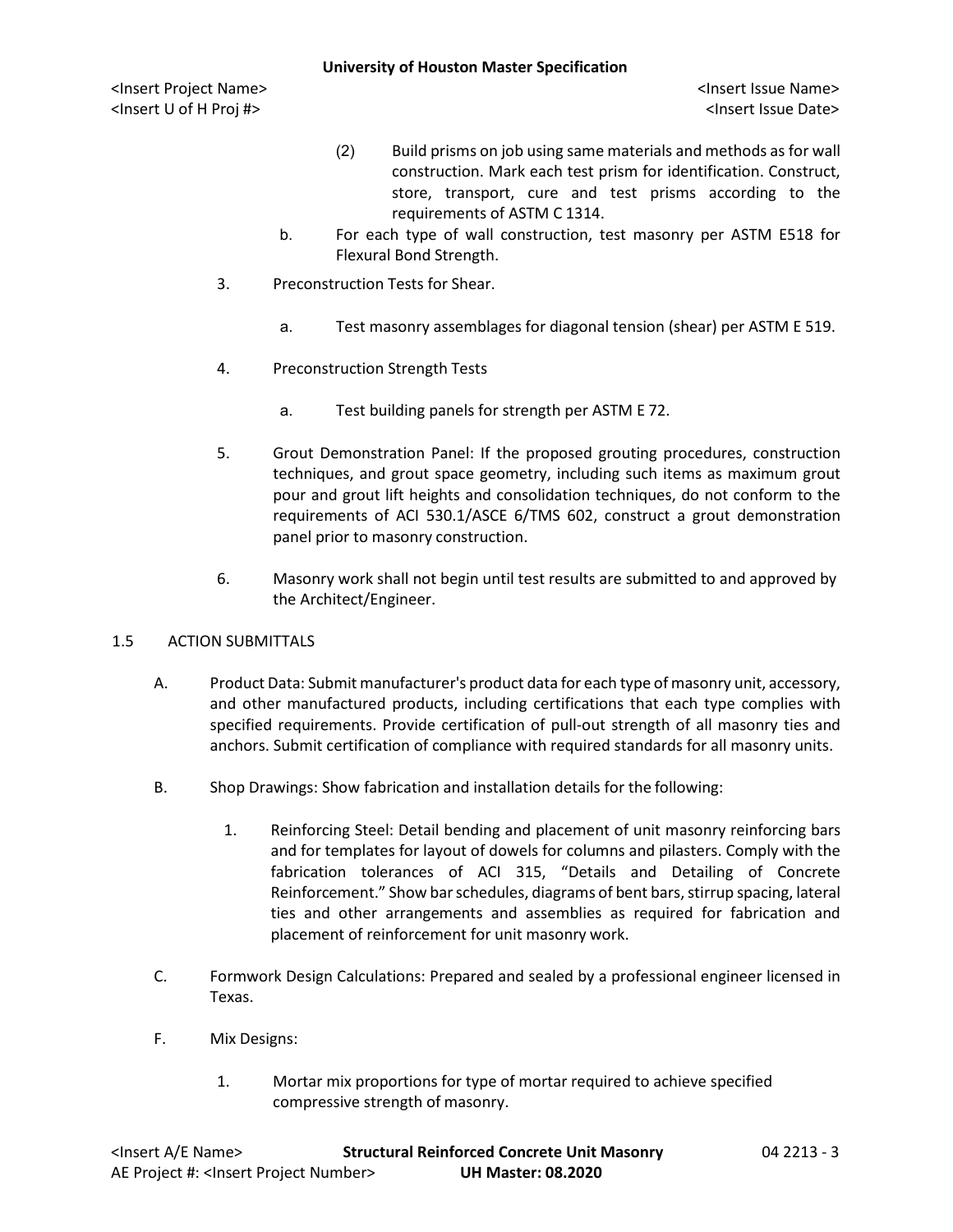(2) Build prisms on job using same materials and methods as for wall construction. Mark each test prism for identification. Construct, store, transport, cure and test prisms according to the requirements of ASTM C 1314.

b. For each type of wall construction, test masonry per ASTM E518 for Flexural Bond Strength.

3. Preconstruction Tests for Shear.

   a. Test masonry assemblages for diagonal tension (shear) per ASTM E 519.

4. Preconstruction Strength Tests

   a. Test building panels for strength per ASTM E 72.

5. Grout Demonstration Panel: If the proposed grouting procedures, construction techniques, and grout space geometry, including such items as maximum grout pour and grout lift heights and consolidation techniques, do not conform to the requirements of ACI 530.1/ASCE 6/TMS 602, construct a grout demonstration panel prior to masonry construction.

6. Masonry work shall not begin until test results are submitted to and approved by the Architect/Engineer.

## 1.5 ACTION SUBMITTALS

A. Product Data: Submit manufacturer's product data for each type of masonry unit, accessory, and other manufactured products, including certifications that each type complies with specified requirements. Provide certification of pull-out strength of all masonry ties and anchors. Submit certification of compliance with required standards for all masonry units.

B. Shop Drawings: Show fabrication and installation details for the following:

   1. Reinforcing Steel: Detail bending and placement of unit masonry reinforcing bars and for templates for layout of dowels for columns and pilasters. Comply with the fabrication tolerances of ACI 315, "Details and Detailing of Concrete Reinforcement." Show bar schedules, diagrams of bent bars, stirrup spacing, lateral ties and other arrangements and assemblies as required for fabrication and placement of reinforcement for unit masonry work.

C. Formwork Design Calculations: Prepared and sealed by a professional engineer licensed in Texas.

F. Mix Designs:

   1. Mortar mix proportions for type of mortar required to achieve specified compressive strength of masonry.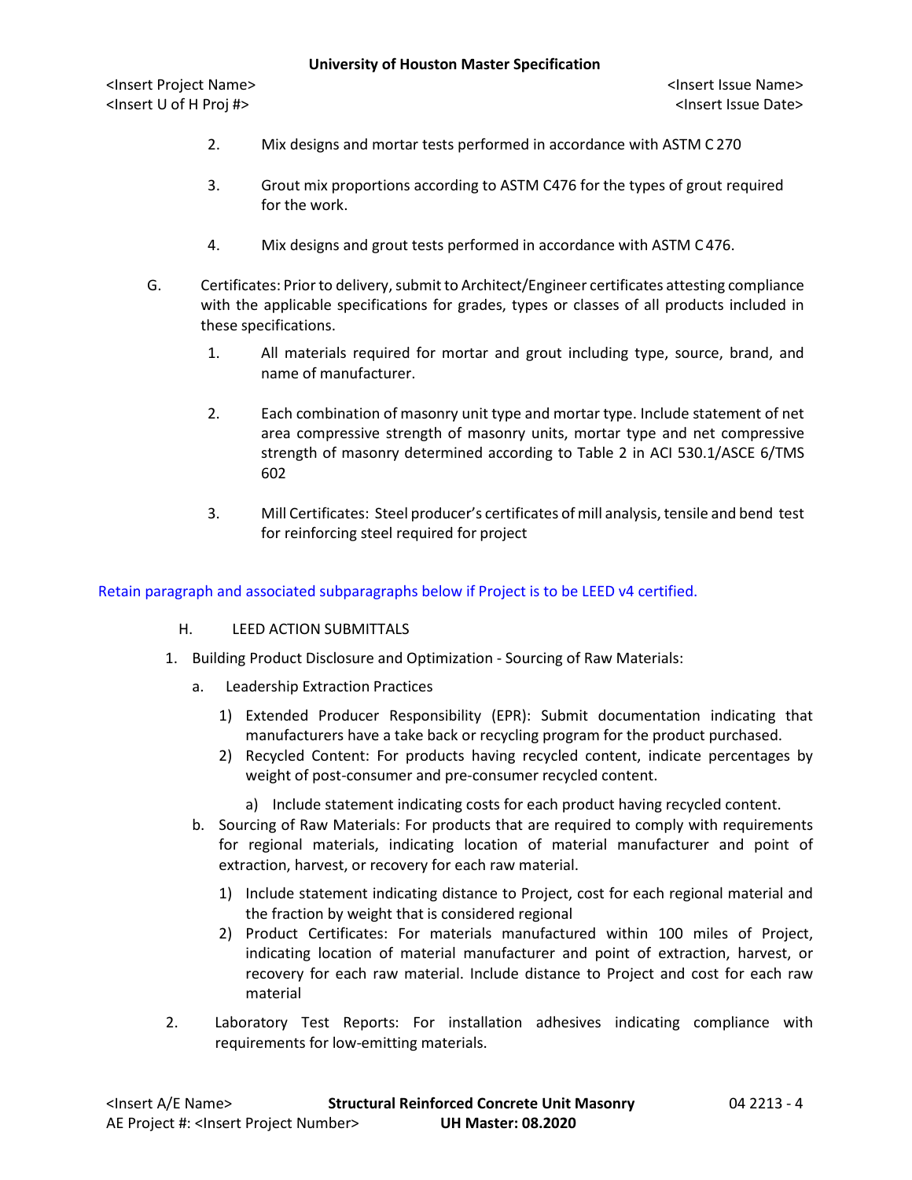2. Mix designs and mortar tests performed in accordance with ASTM C 270

3. Grout mix proportions according to ASTM C476 for the types of grout required for the work.

4. Mix designs and grout tests performed in accordance with ASTM C 476.

G. Certificates: Prior to delivery, submit to Architect/Engineer certificates attesting compliance with the applicable specifications for grades, types or classes of all products included in these specifications.

1. All materials required for mortar and grout including type, source, brand, and name of manufacturer.

2. Each combination of masonry unit type and mortar type. Include statement of net area compressive strength of masonry units, mortar type and net compressive strength of masonry determined according to Table 2 in ACI 530.1/ASCE 6/TMS 602

3. Mill Certificates: Steel producer's certificates of mill analysis, tensile and bend test for reinforcing steel required for project

Retain paragraph and associated subparagraphs below if Project is to be LEED v4 certified.

H. LEED ACTION SUBMITTALS

1. Building Product Disclosure and Optimization - Sourcing of Raw Materials:
   - a. Leadership Extraction Practices
     - 1) Extended Producer Responsibility (EPR): Submit documentation indicating that manufacturers have a take back or recycling program for the product purchased.
     - 2) Recycled Content: For products having recycled content, indicate percentages by weight of post-consumer and pre-consumer recycled content.
       - a) Include statement indicating costs for each product having recycled content.
   - b. Sourcing of Raw Materials: For products that are required to comply with requirements for regional materials, indicating location of material manufacturer and point of extraction, harvest, or recovery for each raw material.
     - 1) Include statement indicating distance to Project, cost for each regional material and the fraction by weight that is considered regional
     - 2) Product Certificates: For materials manufactured within 100 miles of Project, indicating location of material manufacturer and point of extraction, harvest, or recovery for each raw material. Include distance to Project and cost for each raw material
2. Laboratory Test Reports: For installation adhesives indicating compliance with requirements for low-emitting materials.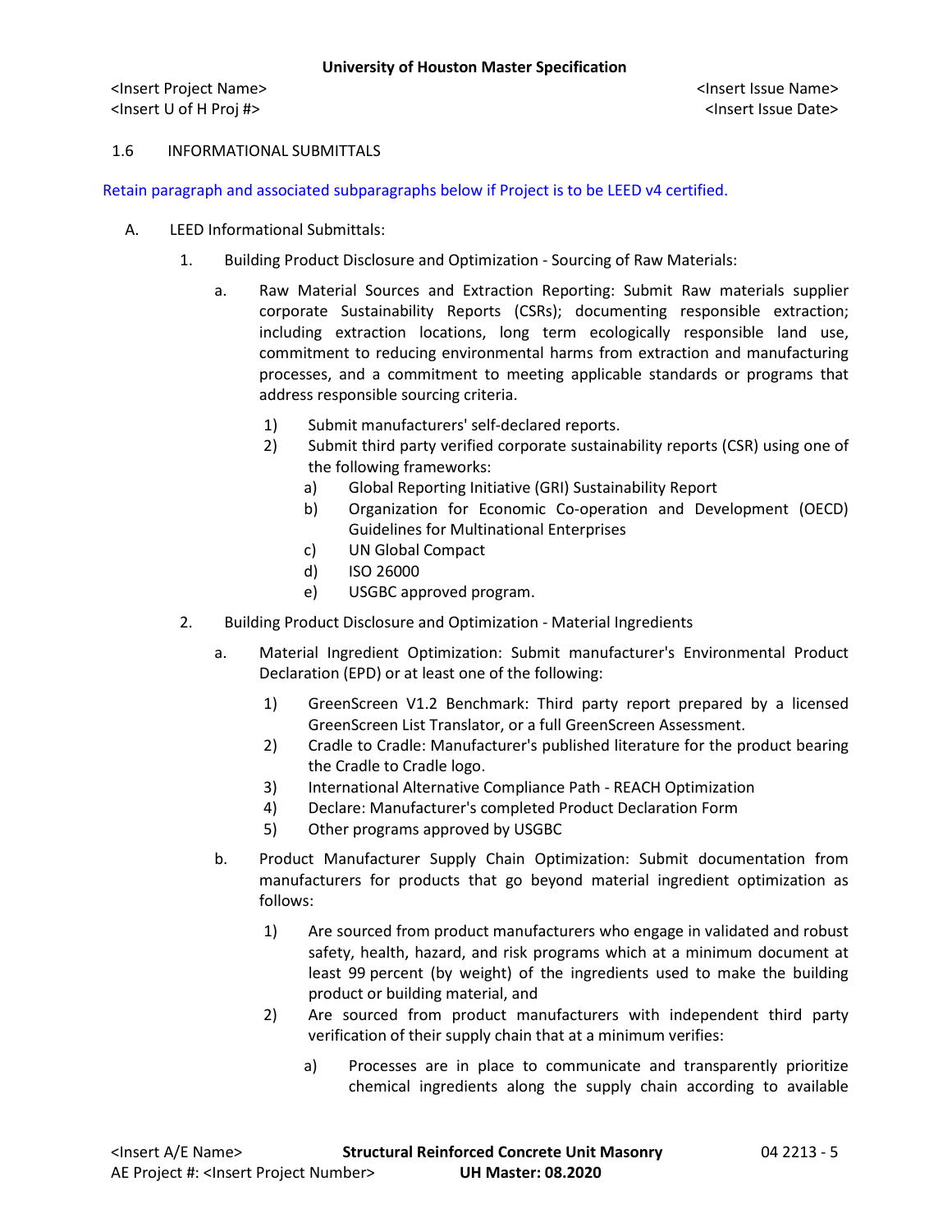1.6 INFORMATIONAL SUBMITTALS

Retain paragraph and associated subparagraphs below if Project is to be LEED v4 certified.

A. LEED Informational Submittals:

1. Building Product Disclosure and Optimization - Sourcing of Raw Materials:

   a. Raw Material Sources and Extraction Reporting: Submit Raw materials supplier corporate Sustainability Reports (CSRs); documenting responsible extraction; including extraction locations, long term ecologically responsible land use, commitment to reducing environmental harms from extraction and manufacturing processes, and a commitment to meeting applicable standards or programs that address responsible sourcing criteria.

      1) Submit manufacturers' self-declared reports.
      2) Submit third party verified corporate sustainability reports (CSR) using one of the following frameworks:
         a) Global Reporting Initiative (GRI) Sustainability Report
         b) Organization for Economic Co-operation and Development (OECD) Guidelines for Multinational Enterprises
         c) UN Global Compact
         d) ISO 26000
         e) USGBC approved program.

2. Building Product Disclosure and Optimization - Material Ingredients

   a. Material Ingredient Optimization: Submit manufacturer's Environmental Product Declaration (EPD) or at least one of the following:

      1) GreenScreen V1.2 Benchmark: Third party report prepared by a licensed GreenScreen List Translator, or a full GreenScreen Assessment.
      2) Cradle to Cradle: Manufacturer's published literature for the product bearing the Cradle to Cradle logo.
      3) International Alternative Compliance Path - REACH Optimization
      4) Declare: Manufacturer's completed Product Declaration Form
      5) Other programs approved by USGBC

   b. Product Manufacturer Supply Chain Optimization: Submit documentation from manufacturers for products that go beyond material ingredient optimization as follows:

      1) Are sourced from product manufacturers who engage in validated and robust safety, health, hazard, and risk programs which at a minimum document at least 99 percent (by weight) of the ingredients used to make the building product or building material, and
      2) Are sourced from product manufacturers with independent third party verification of their supply chain that at a minimum verifies:

         a) Processes are in place to communicate and transparently prioritize chemical ingredients along the supply chain according to available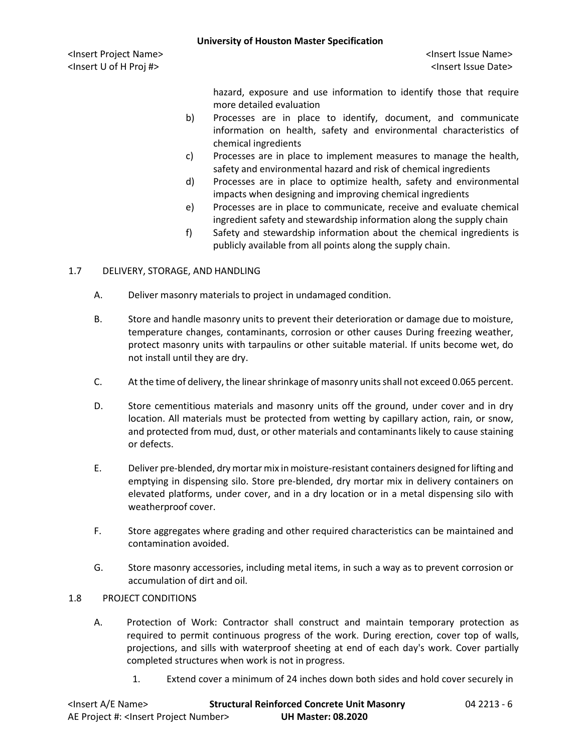hazard, exposure and use information to identify those that require more detailed evaluation

b) Processes are in place to identify, document, and communicate information on health, safety and environmental characteristics of chemical ingredients

c) Processes are in place to implement measures to manage the health, safety and environmental hazard and risk of chemical ingredients

d) Processes are in place to optimize health, safety and environmental impacts when designing and improving chemical ingredients

e) Processes are in place to communicate, receive and evaluate chemical ingredient safety and stewardship information along the supply chain

f) Safety and stewardship information about the chemical ingredients is publicly available from all points along the supply chain.

## 1.7 DELIVERY, STORAGE, AND HANDLING

A. Deliver masonry materials to project in undamaged condition.

B. Store and handle masonry units to prevent their deterioration or damage due to moisture, temperature changes, contaminants, corrosion or other causes During freezing weather, protect masonry units with tarpaulins or other suitable material. If units become wet, do not install until they are dry.

C. At the time of delivery, the linear shrinkage of masonry units shall not exceed 0.065 percent.

D. Store cementitious materials and masonry units off the ground, under cover and in dry location. All materials must be protected from wetting by capillary action, rain, or snow, and protected from mud, dust, or other materials and contaminants likely to cause staining or defects.

E. Deliver pre-blended, dry mortar mix in moisture-resistant containers designed for lifting and emptying in dispensing silo. Store pre-blended, dry mortar mix in delivery containers on elevated platforms, under cover, and in a dry location or in a metal dispensing silo with weatherproof cover.

F. Store aggregates where grading and other required characteristics can be maintained and contamination avoided.

G. Store masonry accessories, including metal items, in such a way as to prevent corrosion or accumulation of dirt and oil.

## 1.8 PROJECT CONDITIONS

A. Protection of Work: Contractor shall construct and maintain temporary protection as required to permit continuous progress of the work. During erection, cover top of walls, projections, and sills with waterproof sheeting at end of each day's work. Cover partially completed structures when work is not in progress.

1. Extend cover a minimum of 24 inches down both sides and hold cover securely in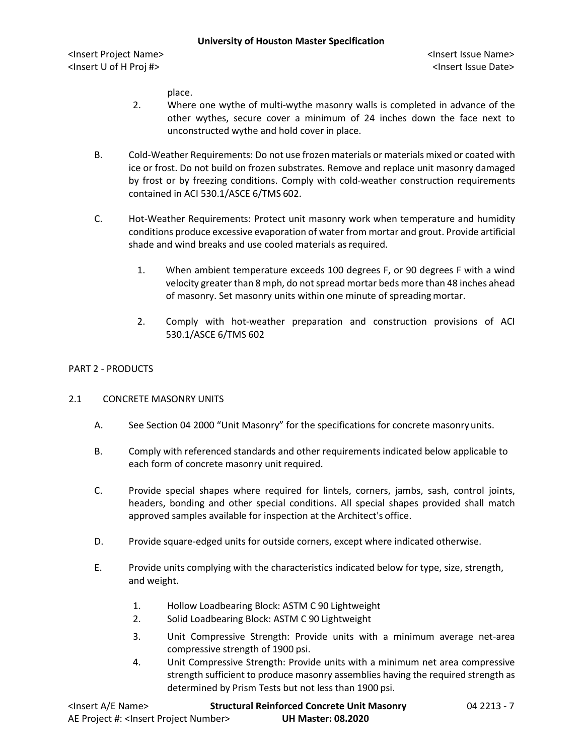place.

2. Where one wythe of multi-wythe masonry walls is completed in advance of the other wythes, secure cover a minimum of 24 inches down the face next to unconstructed wythe and hold cover in place.

B. Cold-Weather Requirements: Do not use frozen materials or materials mixed or coated with ice or frost. Do not build on frozen substrates. Remove and replace unit masonry damaged by frost or by freezing conditions. Comply with cold-weather construction requirements contained in ACI 530.1/ASCE 6/TMS 602.

C. Hot-Weather Requirements: Protect unit masonry work when temperature and humidity conditions produce excessive evaporation of water from mortar and grout. Provide artificial shade and wind breaks and use cooled materials as required.

1. When ambient temperature exceeds 100 degrees F, or 90 degrees F with a wind velocity greater than 8 mph, do not spread mortar beds more than 48 inches ahead of masonry. Set masonry units within one minute of spreading mortar.

2. Comply with hot-weather preparation and construction provisions of ACI 530.1/ASCE 6/TMS 602

## PART 2 - PRODUCTS

### 2.1 CONCRETE MASONRY UNITS

A. See Section 04 2000 “Unit Masonry” for the specifications for concrete masonry units.

B. Comply with referenced standards and other requirements indicated below applicable to each form of concrete masonry unit required.

C. Provide special shapes where required for lintels, corners, jambs, sash, control joints, headers, bonding and other special conditions. All special shapes provided shall match approved samples available for inspection at the Architect's office.

D. Provide square-edged units for outside corners, except where indicated otherwise.

E. Provide units complying with the characteristics indicated below for type, size, strength, and weight.

1. Hollow Loadbearing Block: ASTM C 90 Lightweight
2. Solid Loadbearing Block: ASTM C 90 Lightweight
3. Unit Compressive Strength: Provide units with a minimum average net-area compressive strength of 1900 psi.
4. Unit Compressive Strength: Provide units with a minimum net area compressive strength sufficient to produce masonry assemblies having the required strength as determined by Prism Tests but not less than 1900 psi.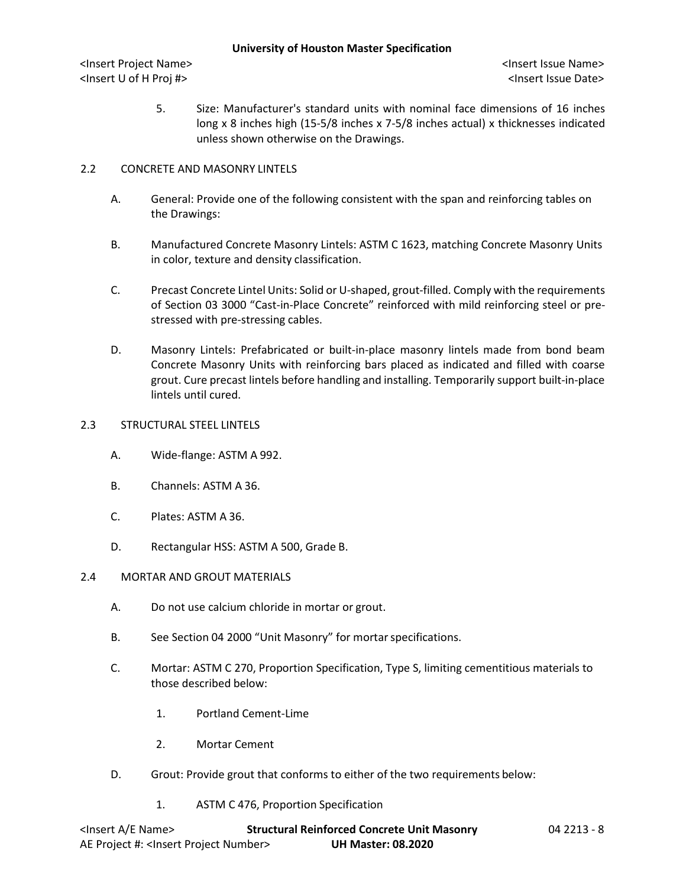5. Size: Manufacturer's standard units with nominal face dimensions of 16 inches long x 8 inches high (15-5/8 inches x 7-5/8 inches actual) x thicknesses indicated unless shown otherwise on the Drawings.

## 2.2 CONCRETE AND MASONRY LINTELS

A. General: Provide one of the following consistent with the span and reinforcing tables on the Drawings:

B. Manufactured Concrete Masonry Lintels: ASTM C 1623, matching Concrete Masonry Units in color, texture and density classification.

C. Precast Concrete Lintel Units: Solid or U-shaped, grout-filled. Comply with the requirements of Section 03 3000 “Cast-in-Place Concrete” reinforced with mild reinforcing steel or pre-stressed with pre-stressing cables.

D. Masonry Lintels: Prefabricated or built-in-place masonry lintels made from bond beam Concrete Masonry Units with reinforcing bars placed as indicated and filled with coarse grout. Cure precast lintels before handling and installing. Temporarily support built-in-place lintels until cured.

## 2.3 STRUCTURAL STEEL LINTELS

A. Wide-flange: ASTM A 992.

B. Channels: ASTM A 36.

C. Plates: ASTM A 36.

D. Rectangular HSS: ASTM A 500, Grade B.

## 2.4 MORTAR AND GROUT MATERIALS

A. Do not use calcium chloride in mortar or grout.

B. See Section 04 2000 “Unit Masonry” for mortar specifications.

C. Mortar: ASTM C 270, Proportion Specification, Type S, limiting cementitious materials to those described below:

1. Portland Cement-Lime
2. Mortar Cement

D. Grout: Provide grout that conforms to either of the two requirements below:

1. ASTM C 476, Proportion Specification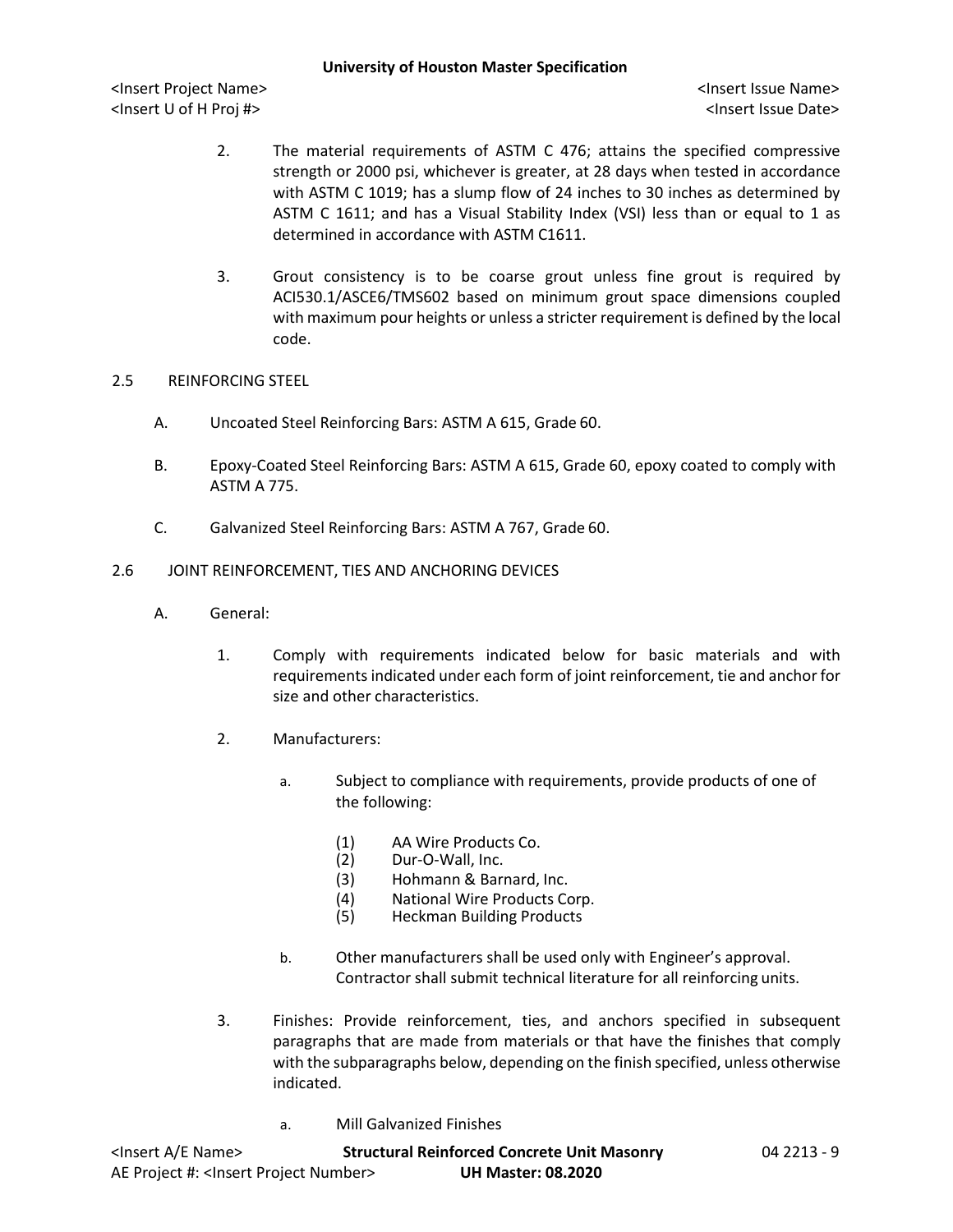2. The material requirements of ASTM C 476; attains the specified compressive strength or 2000 psi, whichever is greater, at 28 days when tested in accordance with ASTM C 1019; has a slump flow of 24 inches to 30 inches as determined by ASTM C 1611; and has a Visual Stability Index (VSI) less than or equal to 1 as determined in accordance with ASTM C1611.

3. Grout consistency is to be coarse grout unless fine grout is required by ACI530.1/ASCE6/TMS602 based on minimum grout space dimensions coupled with maximum pour heights or unless a stricter requirement is defined by the local code.

## 2.5 REINFORCING STEEL

A. Uncoated Steel Reinforcing Bars: ASTM A 615, Grade 60.

B. Epoxy-Coated Steel Reinforcing Bars: ASTM A 615, Grade 60, epoxy coated to comply with ASTM A 775.

C. Galvanized Steel Reinforcing Bars: ASTM A 767, Grade 60.

## 2.6 JOINT REINFORCEMENT, TIES AND ANCHORING DEVICES

A. General:

1. Comply with requirements indicated below for basic materials and with requirements indicated under each form of joint reinforcement, tie and anchor for size and other characteristics.

2. Manufacturers:

   a. Subject to compliance with requirements, provide products of one of the following:

      (1) AA Wire Products Co.
      (2) Dur-O-Wall, Inc.
      (3) Hohmann & Barnard, Inc.
      (4) National Wire Products Corp.
      (5) Heckman Building Products

   b. Other manufacturers shall be used only with Engineer's approval. Contractor shall submit technical literature for all reinforcing units.

3. Finishes: Provide reinforcement, ties, and anchors specified in subsequent paragraphs that are made from materials or that have the finishes that comply with the subparagraphs below, depending on the finish specified, unless otherwise indicated.

   a. Mill Galvanized Finishes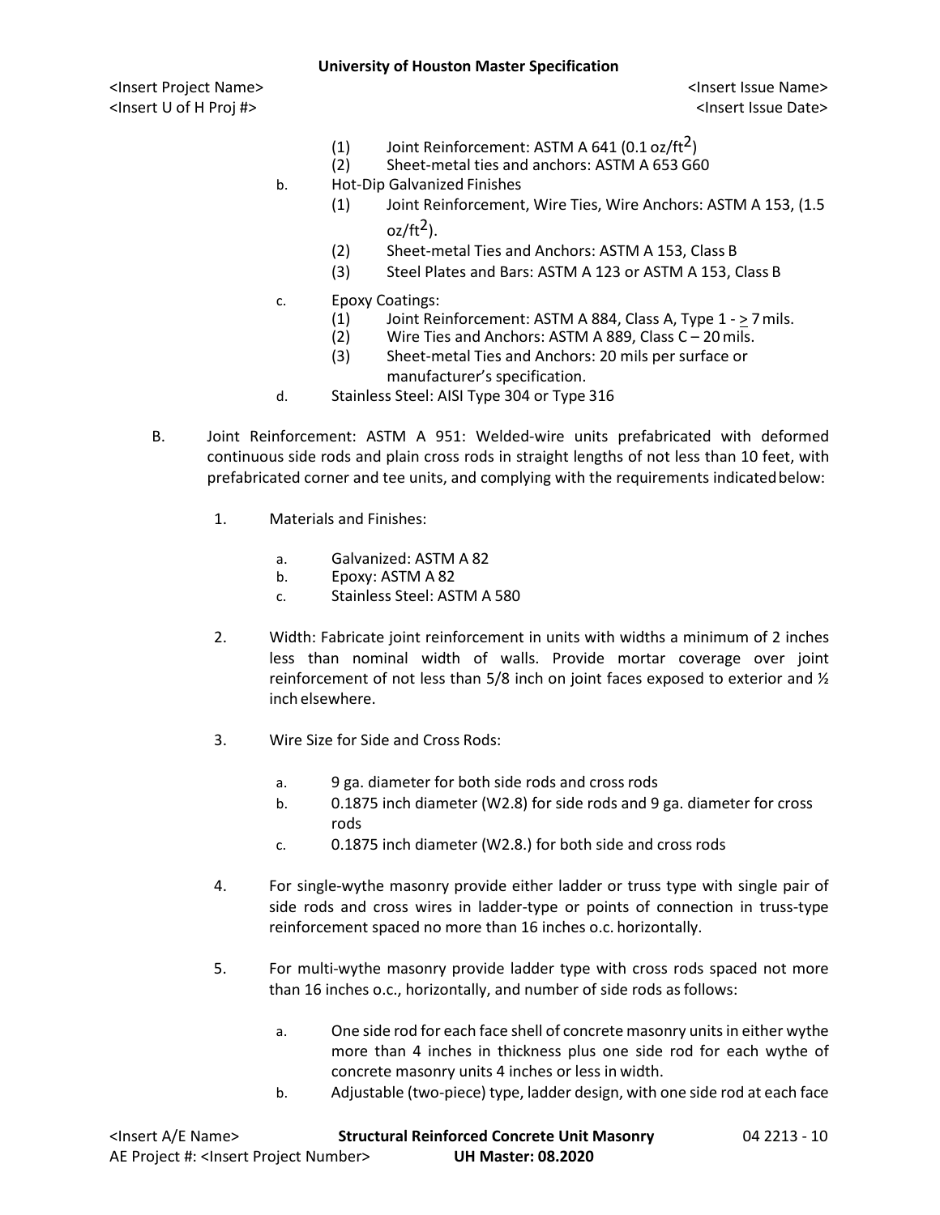(1) Joint Reinforcement: ASTM A 641 (0.1 oz/ft$^2$)

(2) Sheet-metal ties and anchors: ASTM A 653 G60

b. Hot-Dip Galvanized Finishes

(1) Joint Reinforcement, Wire Ties, Wire Anchors: ASTM A 153, (1.5 oz/ft$^2$).

(2) Sheet-metal Ties and Anchors: ASTM A 153, Class B

(3) Steel Plates and Bars: ASTM A 123 or ASTM A 153, Class B

c. Epoxy Coatings:

(1) Joint Reinforcement: ASTM A 884, Class A, Type 1 - ≥ 7 mils.

(2) Wire Ties and Anchors: ASTM A 889, Class C – 20 mils.

(3) Sheet-metal Ties and Anchors: 20 mils per surface or manufacturer's specification.

d. Stainless Steel: AISI Type 304 or Type 316

B. Joint Reinforcement: ASTM A 951: Welded-wire units prefabricated with deformed continuous side rods and plain cross rods in straight lengths of not less than 10 feet, with prefabricated corner and tee units, and complying with the requirements indicated below:

1. Materials and Finishes:

   a. Galvanized: ASTM A 82
   b. Epoxy: ASTM A 82
   c. Stainless Steel: ASTM A 580

2. Width: Fabricate joint reinforcement in units with widths a minimum of 2 inches less than nominal width of walls. Provide mortar coverage over joint reinforcement of not less than 5/8 inch on joint faces exposed to exterior and ½ inch elsewhere.

3. Wire Size for Side and Cross Rods:

   a. 9 ga. diameter for both side rods and cross rods
   b. 0.1875 inch diameter (W2.8) for side rods and 9 ga. diameter for cross rods
   c. 0.1875 inch diameter (W2.8.) for both side and cross rods

4. For single-wythe masonry provide either ladder or truss type with single pair of side rods and cross wires in ladder-type or points of connection in truss-type reinforcement spaced no more than 16 inches o.c. horizontally.

5. For multi-wythe masonry provide ladder type with cross rods spaced not more than 16 inches o.c., horizontally, and number of side rods as follows:

   a. One side rod for each face shell of concrete masonry units in either wythe more than 4 inches in thickness plus one side rod for each wythe of concrete masonry units 4 inches or less in width.
   b. Adjustable (two-piece) type, ladder design, with one side rod at each face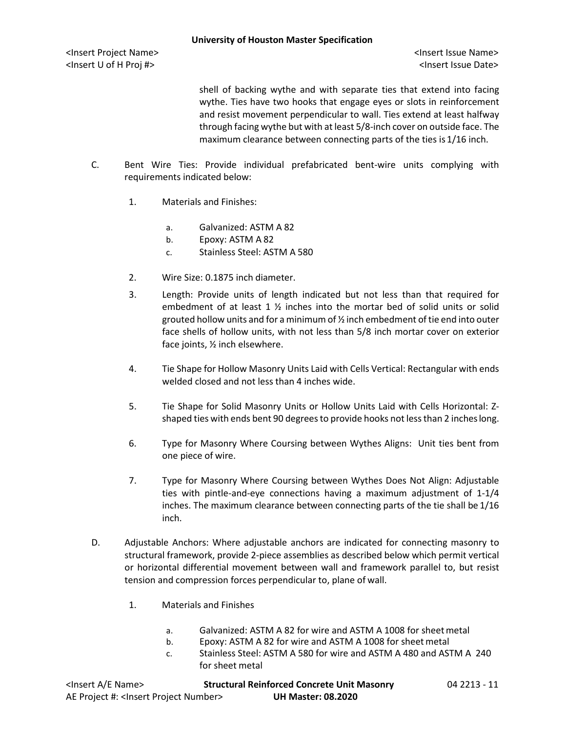shell of backing wythe and with separate ties that extend into facing wythe. Ties have two hooks that engage eyes or slots in reinforcement and resist movement perpendicular to wall. Ties extend at least halfway through facing wythe but with at least 5/8-inch cover on outside face. The maximum clearance between connecting parts of the ties is 1/16 inch.

C. Bent Wire Ties: Provide individual prefabricated bent-wire units complying with requirements indicated below:

1. Materials and Finishes:

   a. Galvanized: ASTM A 82
   b. Epoxy: ASTM A 82
   c. Stainless Steel: ASTM A 580

2. Wire Size: 0.1875 inch diameter.

3. Length: Provide units of length indicated but not less than that required for embedment of at least 1 ½ inches into the mortar bed of solid units or solid grouted hollow units and for a minimum of ½ inch embedment of tie end into outer face shells of hollow units, with not less than 5/8 inch mortar cover on exterior face joints, ½ inch elsewhere.

4. Tie Shape for Hollow Masonry Units Laid with Cells Vertical: Rectangular with ends welded closed and not less than 4 inches wide.

5. Tie Shape for Solid Masonry Units or Hollow Units Laid with Cells Horizontal: Z-shaped ties with ends bent 90 degrees to provide hooks not less than 2 inches long.

6. Type for Masonry Where Coursing between Wythes Aligns: Unit ties bent from one piece of wire.

7. Type for Masonry Where Coursing between Wythes Does Not Align: Adjustable ties with pintle-and-eye connections having a maximum adjustment of 1-1/4 inches. The maximum clearance between connecting parts of the tie shall be 1/16 inch.

D. Adjustable Anchors: Where adjustable anchors are indicated for connecting masonry to structural framework, provide 2-piece assemblies as described below which permit vertical or horizontal differential movement between wall and framework parallel to, but resist tension and compression forces perpendicular to, plane of wall.

1. Materials and Finishes

   a. Galvanized: ASTM A 82 for wire and ASTM A 1008 for sheet metal
   b. Epoxy: ASTM A 82 for wire and ASTM A 1008 for sheet metal
   c. Stainless Steel: ASTM A 580 for wire and ASTM A 480 and ASTM A 240 for sheet metal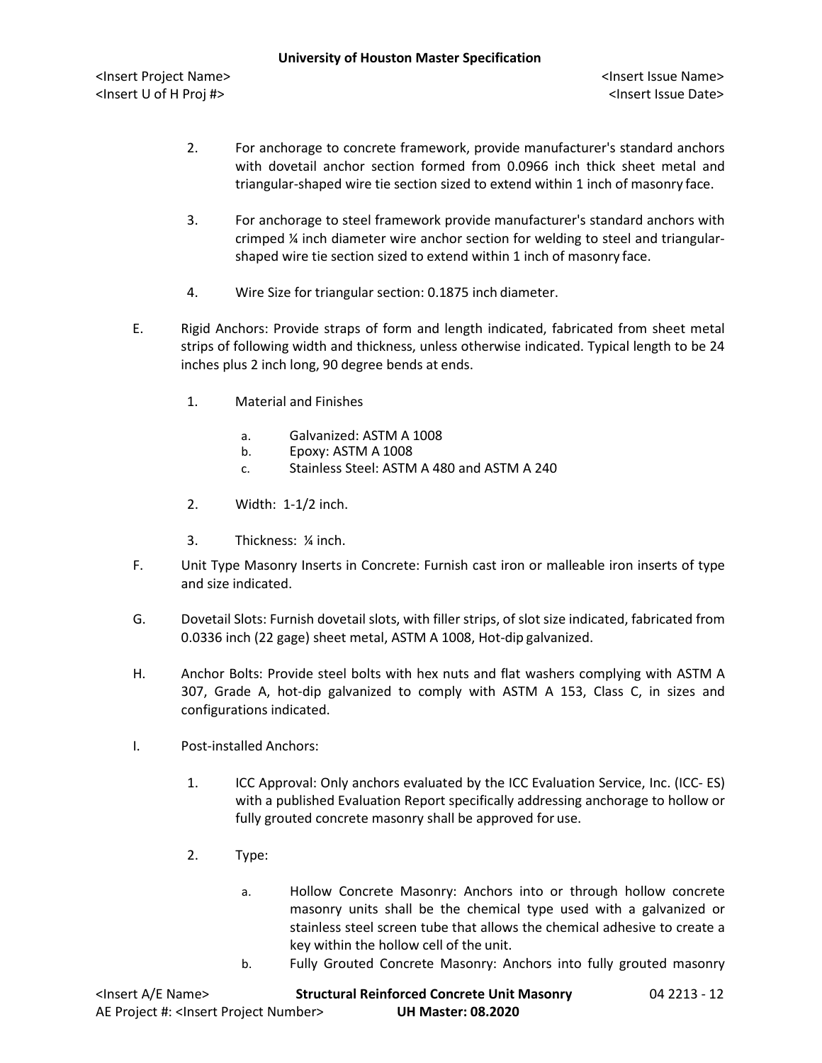2. For anchorage to concrete framework, provide manufacturer's standard anchors with dovetail anchor section formed from 0.0966 inch thick sheet metal and triangular-shaped wire tie section sized to extend within 1 inch of masonry face.

3. For anchorage to steel framework provide manufacturer's standard anchors with crimped ¼ inch diameter wire anchor section for welding to steel and triangular-shaped wire tie section sized to extend within 1 inch of masonry face.

4. Wire Size for triangular section: 0.1875 inch diameter.

E. Rigid Anchors: Provide straps of form and length indicated, fabricated from sheet metal strips of following width and thickness, unless otherwise indicated. Typical length to be 24 inches plus 2 inch long, 90 degree bends at ends.

  1. Material and Finishes

     a. Galvanized: ASTM A 1008
     b. Epoxy: ASTM A 1008
     c. Stainless Steel: ASTM A 480 and ASTM A 240

  2. Width: 1-1/2 inch.

  3. Thickness: ¼ inch.

F. Unit Type Masonry Inserts in Concrete: Furnish cast iron or malleable iron inserts of type and size indicated.

G. Dovetail Slots: Furnish dovetail slots, with filler strips, of slot size indicated, fabricated from 0.0336 inch (22 gage) sheet metal, ASTM A 1008, Hot-dip galvanized.

H. Anchor Bolts: Provide steel bolts with hex nuts and flat washers complying with ASTM A 307, Grade A, hot-dip galvanized to comply with ASTM A 153, Class C, in sizes and configurations indicated.

I. Post-installed Anchors:

  1. ICC Approval: Only anchors evaluated by the ICC Evaluation Service, Inc. (ICC- ES) with a published Evaluation Report specifically addressing anchorage to hollow or fully grouted concrete masonry shall be approved for use.

  2. Type:

     a. Hollow Concrete Masonry: Anchors into or through hollow concrete masonry units shall be the chemical type used with a galvanized or stainless steel screen tube that allows the chemical adhesive to create a key within the hollow cell of the unit.
     b. Fully Grouted Concrete Masonry: Anchors into fully grouted masonry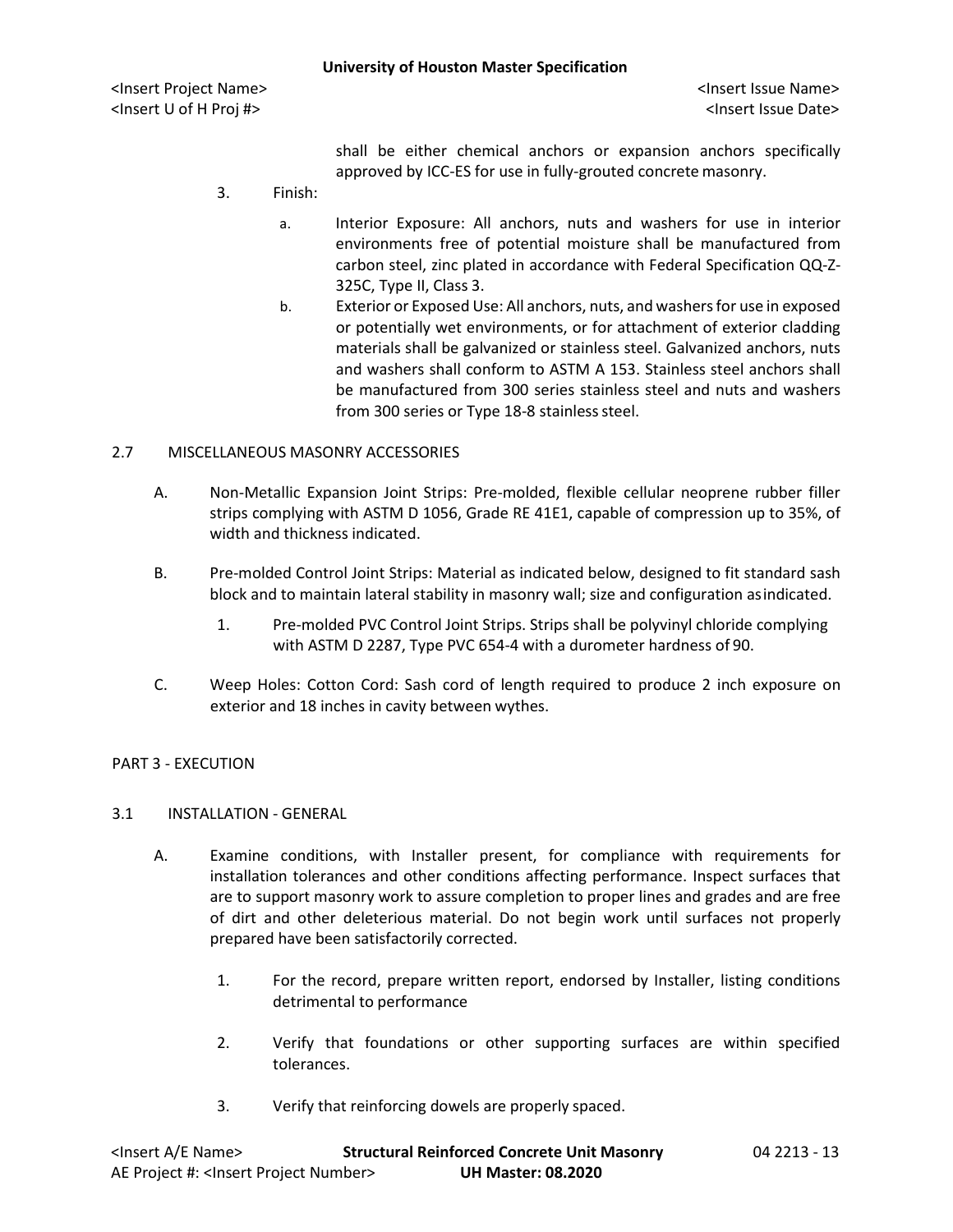shall be either chemical anchors or expansion anchors specifically approved by ICC-ES for use in fully-grouted concrete masonry.

3. Finish:

   a. Interior Exposure: All anchors, nuts and washers for use in interior environments free of potential moisture shall be manufactured from carbon steel, zinc plated in accordance with Federal Specification QQ-Z-325C, Type II, Class 3.

   b. Exterior or Exposed Use: All anchors, nuts, and washers for use in exposed or potentially wet environments, or for attachment of exterior cladding materials shall be galvanized or stainless steel. Galvanized anchors, nuts and washers shall conform to ASTM A 153. Stainless steel anchors shall be manufactured from 300 series stainless steel and nuts and washers from 300 series or Type 18-8 stainless steel.

## 2.7 MISCELLANEOUS MASONRY ACCESSORIES

A. Non-Metallic Expansion Joint Strips: Pre-molded, flexible cellular neoprene rubber filler strips complying with ASTM D 1056, Grade RE 41E1, capable of compression up to 35%, of width and thickness indicated.

B. Pre-molded Control Joint Strips: Material as indicated below, designed to fit standard sash block and to maintain lateral stability in masonry wall; size and configuration as indicated.

   1. Pre-molded PVC Control Joint Strips. Strips shall be polyvinyl chloride complying with ASTM D 2287, Type PVC 654-4 with a durometer hardness of 90.

C. Weep Holes: Cotton Cord: Sash cord of length required to produce 2 inch exposure on exterior and 18 inches in cavity between wythes.

# PART 3 - EXECUTION

## 3.1 INSTALLATION - GENERAL

A. Examine conditions, with Installer present, for compliance with requirements for installation tolerances and other conditions affecting performance. Inspect surfaces that are to support masonry work to assure completion to proper lines and grades and are free of dirt and other deleterious material. Do not begin work until surfaces not properly prepared have been satisfactorily corrected.

   1. For the record, prepare written report, endorsed by Installer, listing conditions detrimental to performance

   2. Verify that foundations or other supporting surfaces are within specified tolerances.

   3. Verify that reinforcing dowels are properly spaced.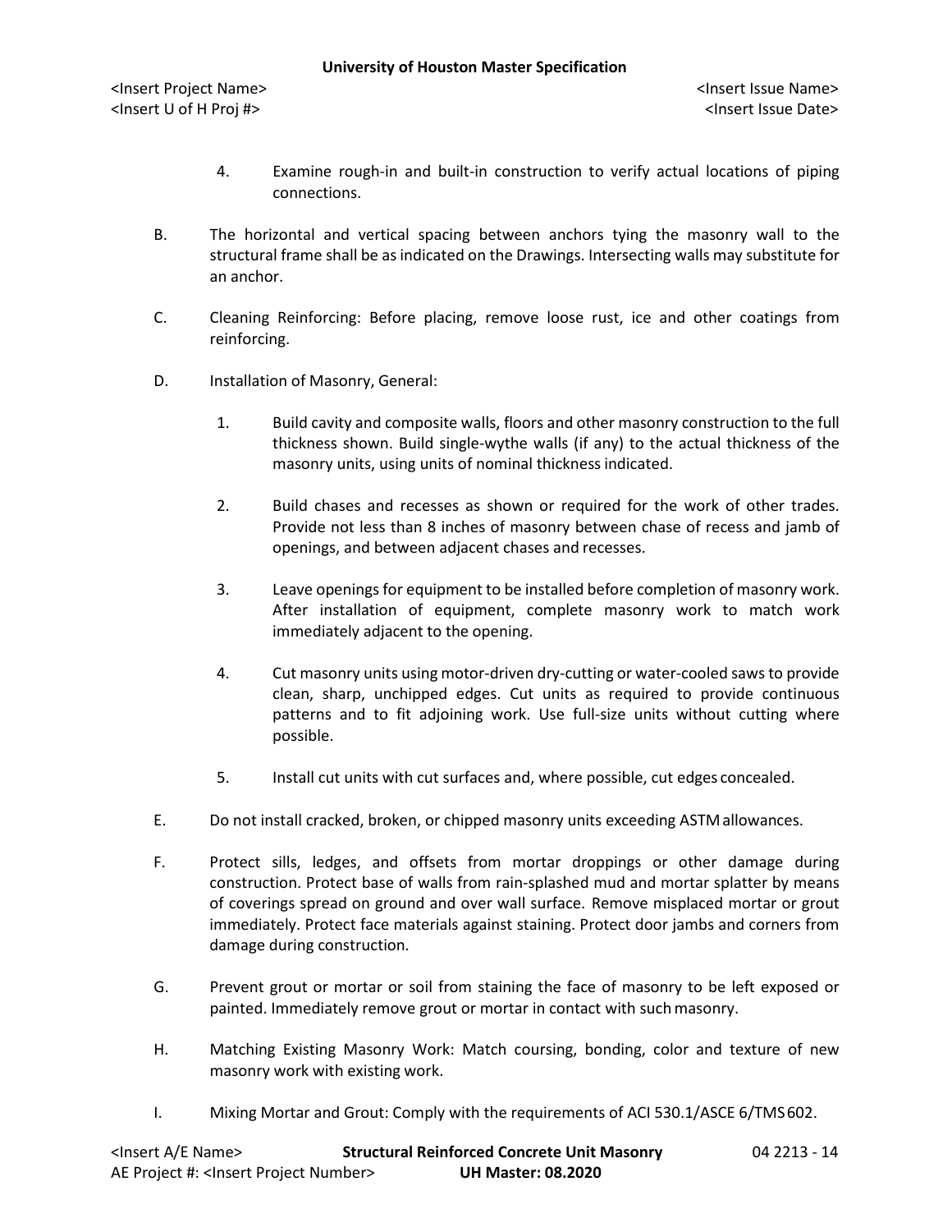4. Examine rough-in and built-in construction to verify actual locations of piping connections.

B. The horizontal and vertical spacing between anchors tying the masonry wall to the structural frame shall be as indicated on the Drawings. Intersecting walls may substitute for an anchor.

C. Cleaning Reinforcing: Before placing, remove loose rust, ice and other coatings from reinforcing.

D. Installation of Masonry, General:

1. Build cavity and composite walls, floors and other masonry construction to the full thickness shown. Build single-wythe walls (if any) to the actual thickness of the masonry units, using units of nominal thickness indicated.

2. Build chases and recesses as shown or required for the work of other trades. Provide not less than 8 inches of masonry between chase of recess and jamb of openings, and between adjacent chases and recesses.

3. Leave openings for equipment to be installed before completion of masonry work. After installation of equipment, complete masonry work to match work immediately adjacent to the opening.

4. Cut masonry units using motor-driven dry-cutting or water-cooled saws to provide clean, sharp, unchipped edges. Cut units as required to provide continuous patterns and to fit adjoining work. Use full-size units without cutting where possible.

5. Install cut units with cut surfaces and, where possible, cut edges concealed.

E. Do not install cracked, broken, or chipped masonry units exceeding ASTM allowances.

F. Protect sills, ledges, and offsets from mortar droppings or other damage during construction. Protect base of walls from rain-splashed mud and mortar splatter by means of coverings spread on ground and over wall surface. Remove misplaced mortar or grout immediately. Protect face materials against staining. Protect door jambs and corners from damage during construction.

G. Prevent grout or mortar or soil from staining the face of masonry to be left exposed or painted. Immediately remove grout or mortar in contact with such masonry.

H. Matching Existing Masonry Work: Match coursing, bonding, color and texture of new masonry work with existing work.

I. Mixing Mortar and Grout: Comply with the requirements of ACI 530.1/ASCE 6/TMS 602.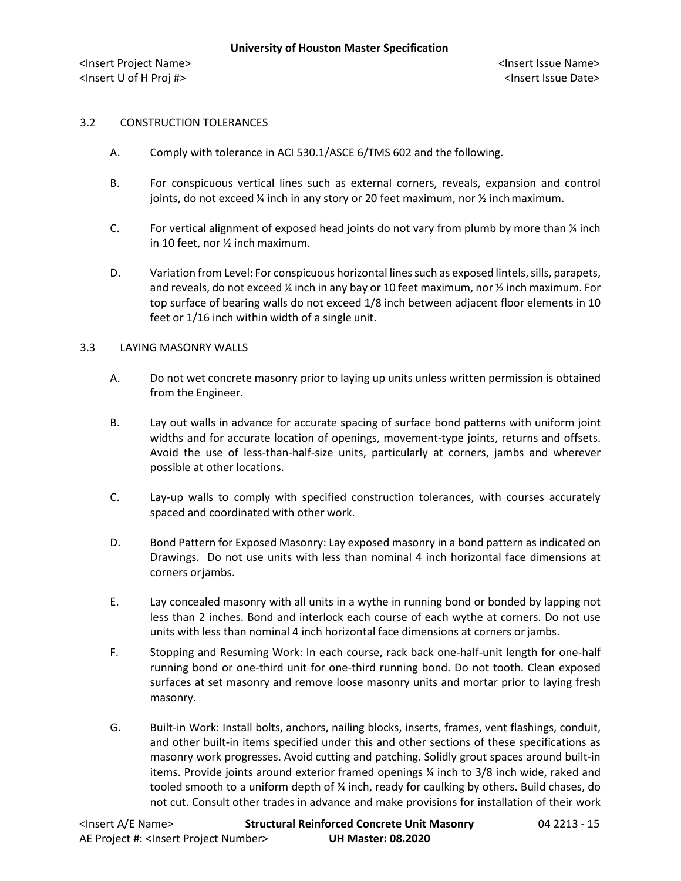## 3.2 CONSTRUCTION TOLERANCES

A. Comply with tolerance in ACI 530.1/ASCE 6/TMS 602 and the following.

B. For conspicuous vertical lines such as external corners, reveals, expansion and control joints, do not exceed ¼ inch in any story or 20 feet maximum, nor ½ inch maximum.

C. For vertical alignment of exposed head joints do not vary from plumb by more than ¼ inch in 10 feet, nor ½ inch maximum.

D. Variation from Level: For conspicuous horizontal lines such as exposed lintels, sills, parapets, and reveals, do not exceed ¼ inch in any bay or 10 feet maximum, nor ½ inch maximum. For top surface of bearing walls do not exceed 1/8 inch between adjacent floor elements in 10 feet or 1/16 inch within width of a single unit.

## 3.3 LAYING MASONRY WALLS

A. Do not wet concrete masonry prior to laying up units unless written permission is obtained from the Engineer.

B. Lay out walls in advance for accurate spacing of surface bond patterns with uniform joint widths and for accurate location of openings, movement-type joints, returns and offsets. Avoid the use of less-than-half-size units, particularly at corners, jambs and wherever possible at other locations.

C. Lay-up walls to comply with specified construction tolerances, with courses accurately spaced and coordinated with other work.

D. Bond Pattern for Exposed Masonry: Lay exposed masonry in a bond pattern as indicated on Drawings. Do not use units with less than nominal 4 inch horizontal face dimensions at corners or jambs.

E. Lay concealed masonry with all units in a wythe in running bond or bonded by lapping not less than 2 inches. Bond and interlock each course of each wythe at corners. Do not use units with less than nominal 4 inch horizontal face dimensions at corners or jambs.

F. Stopping and Resuming Work: In each course, rack back one-half-unit length for one-half running bond or one-third unit for one-third running bond. Do not tooth. Clean exposed surfaces at set masonry and remove loose masonry units and mortar prior to laying fresh masonry.

G. Built-in Work: Install bolts, anchors, nailing blocks, inserts, frames, vent flashings, conduit, and other built-in items specified under this and other sections of these specifications as masonry work progresses. Avoid cutting and patching. Solidly grout spaces around built-in items. Provide joints around exterior framed openings ¼ inch to 3/8 inch wide, raked and tooled smooth to a uniform depth of ¾ inch, ready for caulking by others. Build chases, do not cut. Consult other trades in advance and make provisions for installation of their work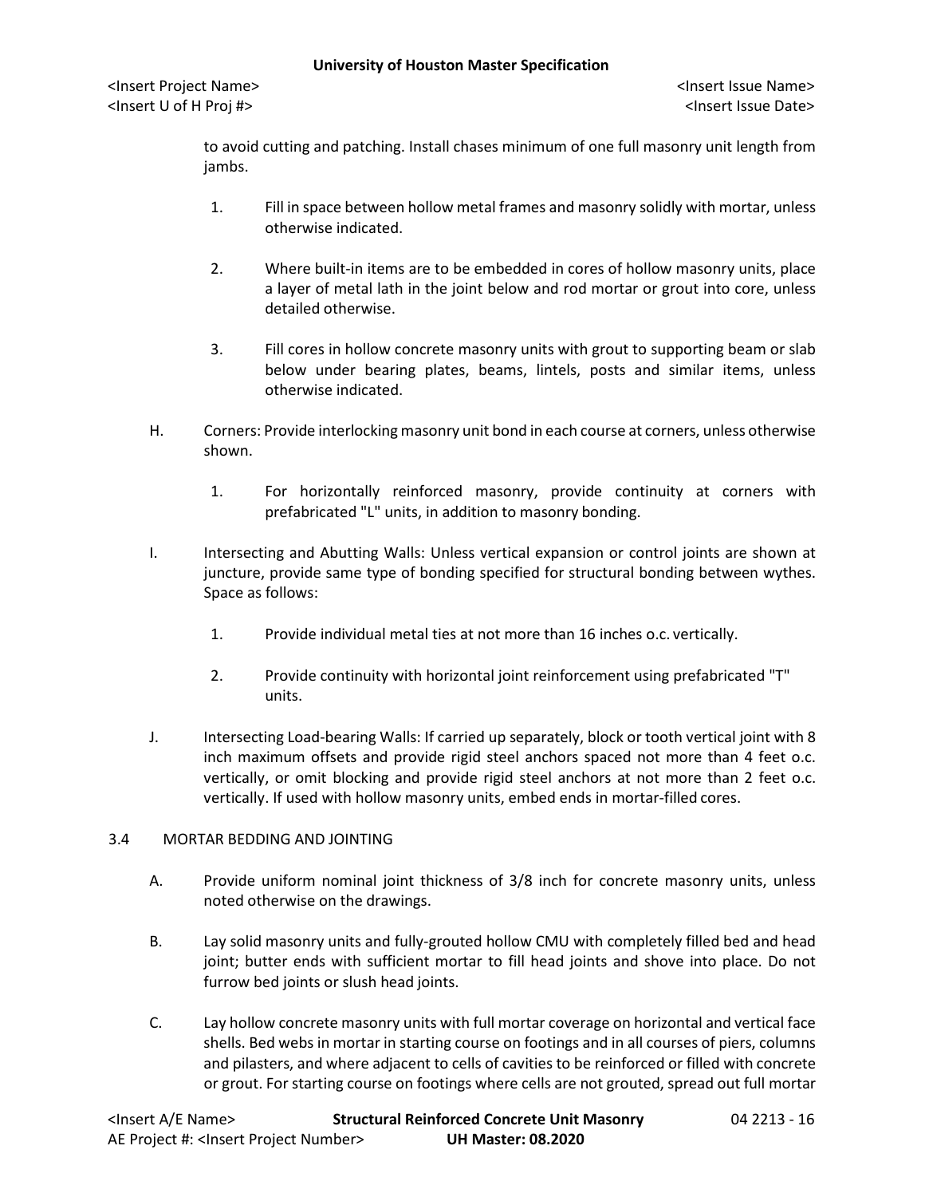to avoid cutting and patching. Install chases minimum of one full masonry unit length from jambs.

1. Fill in space between hollow metal frames and masonry solidly with mortar, unless otherwise indicated.

2. Where built-in items are to be embedded in cores of hollow masonry units, place a layer of metal lath in the joint below and rod mortar or grout into core, unless detailed otherwise.

3. Fill cores in hollow concrete masonry units with grout to supporting beam or slab below under bearing plates, beams, lintels, posts and similar items, unless otherwise indicated.

H. Corners: Provide interlocking masonry unit bond in each course at corners, unless otherwise shown.

1. For horizontally reinforced masonry, provide continuity at corners with prefabricated "L" units, in addition to masonry bonding.

I. Intersecting and Abutting Walls: Unless vertical expansion or control joints are shown at juncture, provide same type of bonding specified for structural bonding between wythes. Space as follows:

1. Provide individual metal ties at not more than 16 inches o.c. vertically.

2. Provide continuity with horizontal joint reinforcement using prefabricated "T" units.

J. Intersecting Load-bearing Walls: If carried up separately, block or tooth vertical joint with 8 inch maximum offsets and provide rigid steel anchors spaced not more than 4 feet o.c. vertically, or omit blocking and provide rigid steel anchors at not more than 2 feet o.c. vertically. If used with hollow masonry units, embed ends in mortar-filled cores.

## 3.4 MORTAR BEDDING AND JOINTING

A. Provide uniform nominal joint thickness of 3/8 inch for concrete masonry units, unless noted otherwise on the drawings.

B. Lay solid masonry units and fully-grouted hollow CMU with completely filled bed and head joint; butter ends with sufficient mortar to fill head joints and shove into place. Do not furrow bed joints or slush head joints.

C. Lay hollow concrete masonry units with full mortar coverage on horizontal and vertical face shells. Bed webs in mortar in starting course on footings and in all courses of piers, columns and pilasters, and where adjacent to cells of cavities to be reinforced or filled with concrete or grout. For starting course on footings where cells are not grouted, spread out full mortar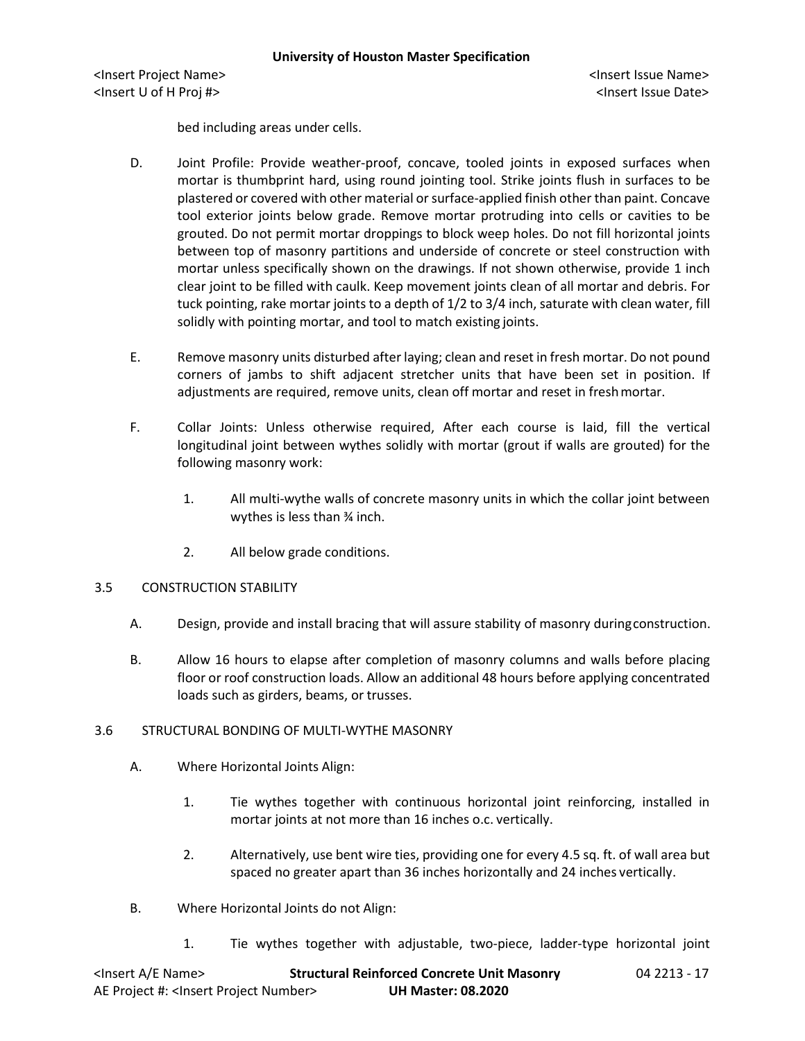bed including areas under cells.

D. Joint Profile: Provide weather-proof, concave, tooled joints in exposed surfaces when mortar is thumbprint hard, using round jointing tool. Strike joints flush in surfaces to be plastered or covered with other material or surface-applied finish other than paint. Concave tool exterior joints below grade. Remove mortar protruding into cells or cavities to be grouted. Do not permit mortar droppings to block weep holes. Do not fill horizontal joints between top of masonry partitions and underside of concrete or steel construction with mortar unless specifically shown on the drawings. If not shown otherwise, provide 1 inch clear joint to be filled with caulk. Keep movement joints clean of all mortar and debris. For tuck pointing, rake mortar joints to a depth of 1/2 to 3/4 inch, saturate with clean water, fill solidly with pointing mortar, and tool to match existing joints.

E. Remove masonry units disturbed after laying; clean and reset in fresh mortar. Do not pound corners of jambs to shift adjacent stretcher units that have been set in position. If adjustments are required, remove units, clean off mortar and reset in fresh mortar.

F. Collar Joints: Unless otherwise required, After each course is laid, fill the vertical longitudinal joint between wythes solidly with mortar (grout if walls are grouted) for the following masonry work:

1. All multi-wythe walls of concrete masonry units in which the collar joint between wythes is less than ¾ inch.

2. All below grade conditions.

## 3.5 CONSTRUCTION STABILITY

A. Design, provide and install bracing that will assure stability of masonry during construction.

B. Allow 16 hours to elapse after completion of masonry columns and walls before placing floor or roof construction loads. Allow an additional 48 hours before applying concentrated loads such as girders, beams, or trusses.

## 3.6 STRUCTURAL BONDING OF MULTI-WYTHE MASONRY

A. Where Horizontal Joints Align:

1. Tie wythes together with continuous horizontal joint reinforcing, installed in mortar joints at not more than 16 inches o.c. vertically.

2. Alternatively, use bent wire ties, providing one for every 4.5 sq. ft. of wall area but spaced no greater apart than 36 inches horizontally and 24 inches vertically.

B. Where Horizontal Joints do not Align:

1. Tie wythes together with adjustable, two-piece, ladder-type horizontal joint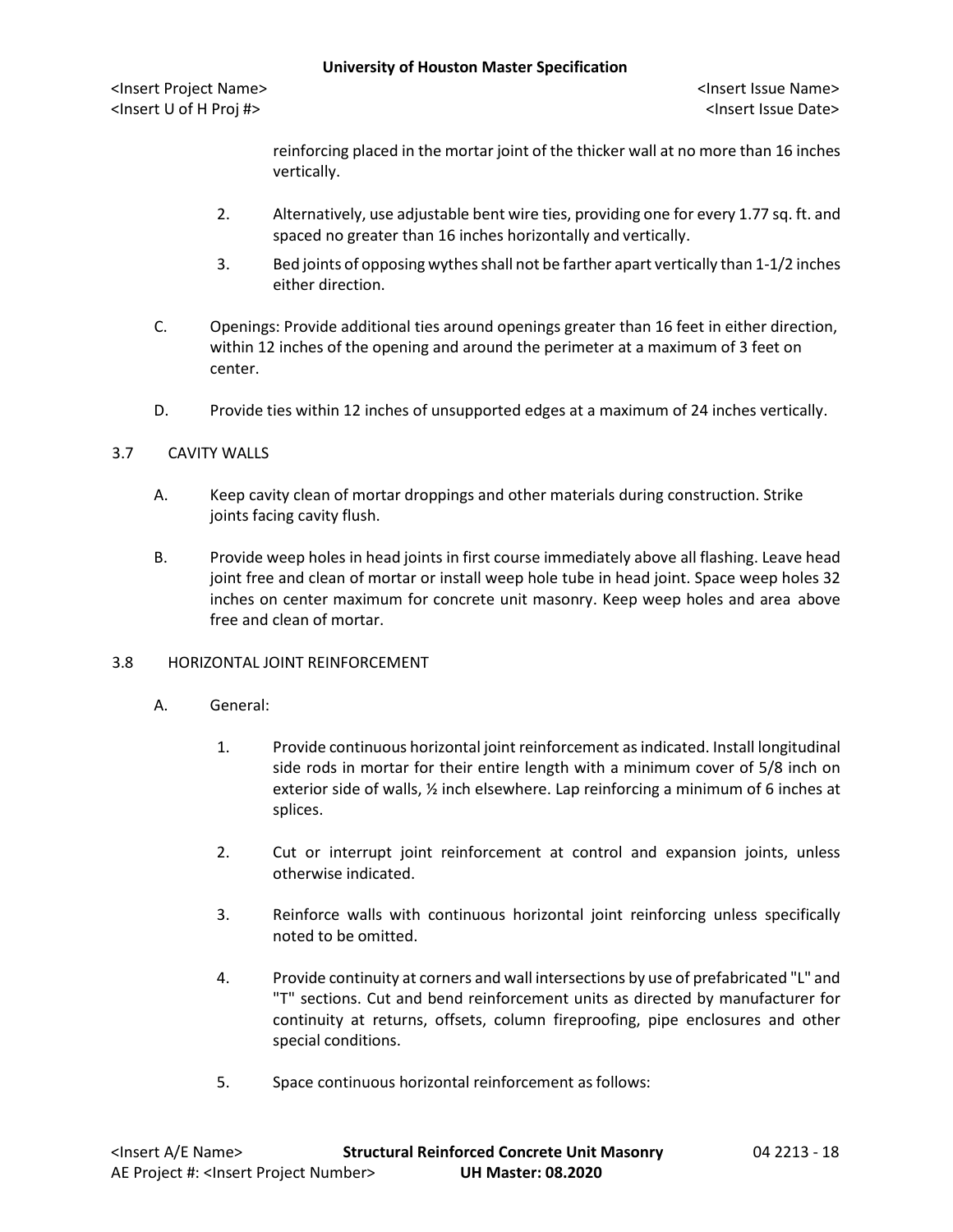reinforcing placed in the mortar joint of the thicker wall at no more than 16 inches vertically.

2. Alternatively, use adjustable bent wire ties, providing one for every 1.77 sq. ft. and spaced no greater than 16 inches horizontally and vertically.
3. Bed joints of opposing wythes shall not be farther apart vertically than 1-1/2 inches either direction.

C. Openings: Provide additional ties around openings greater than 16 feet in either direction, within 12 inches of the opening and around the perimeter at a maximum of 3 feet on center.

D. Provide ties within 12 inches of unsupported edges at a maximum of 24 inches vertically.

## 3.7 CAVITY WALLS

A. Keep cavity clean of mortar droppings and other materials during construction. Strike joints facing cavity flush.

B. Provide weep holes in head joints in first course immediately above all flashing. Leave head joint free and clean of mortar or install weep hole tube in head joint. Space weep holes 32 inches on center maximum for concrete unit masonry. Keep weep holes and area above free and clean of mortar.

## 3.8 HORIZONTAL JOINT REINFORCEMENT

A. General:

1. Provide continuous horizontal joint reinforcement as indicated. Install longitudinal side rods in mortar for their entire length with a minimum cover of 5/8 inch on exterior side of walls, ½ inch elsewhere. Lap reinforcing a minimum of 6 inches at splices.
2. Cut or interrupt joint reinforcement at control and expansion joints, unless otherwise indicated.
3. Reinforce walls with continuous horizontal joint reinforcing unless specifically noted to be omitted.
4. Provide continuity at corners and wall intersections by use of prefabricated "L" and "T" sections. Cut and bend reinforcement units as directed by manufacturer for continuity at returns, offsets, column fireproofing, pipe enclosures and other special conditions.
5. Space continuous horizontal reinforcement as follows: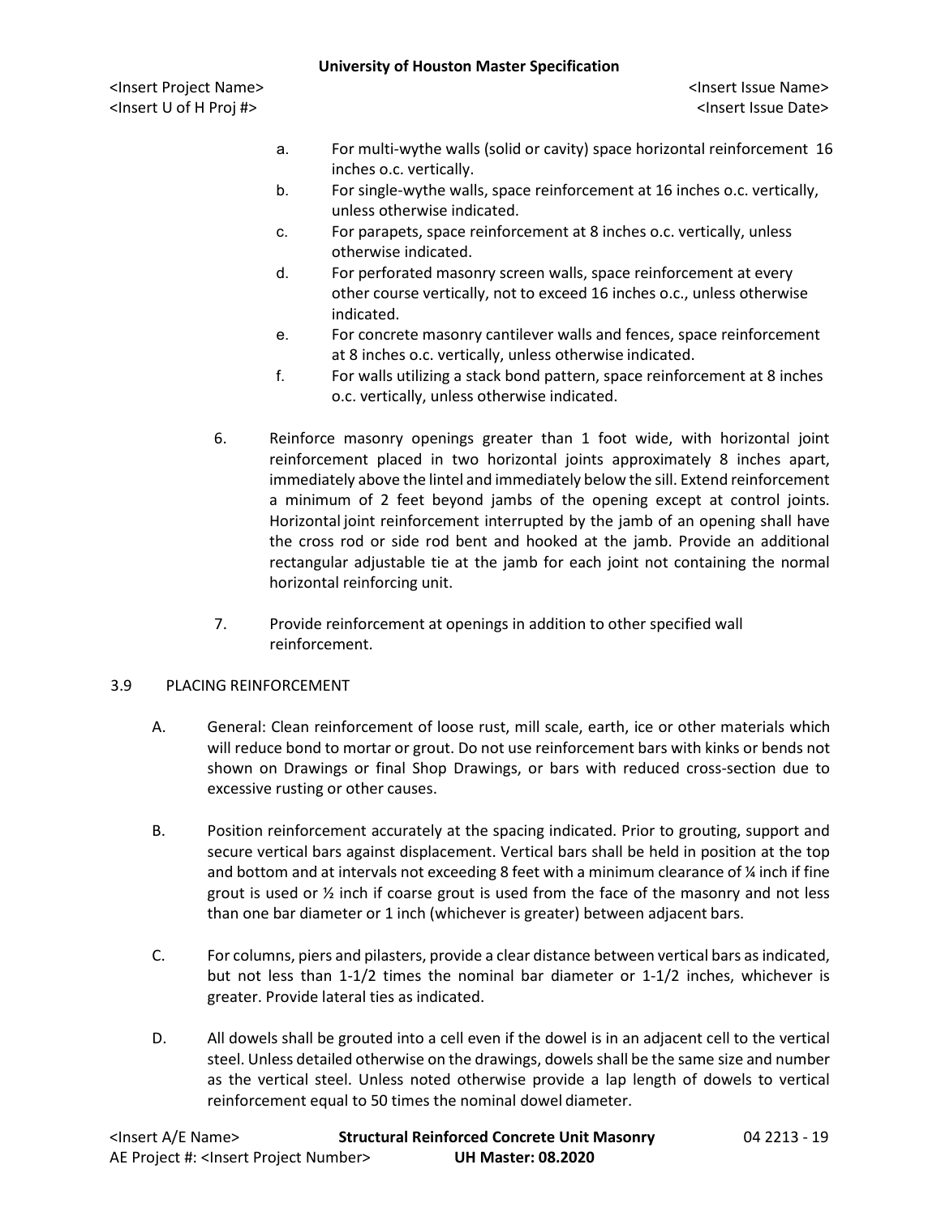a. For multi-wythe walls (solid or cavity) space horizontal reinforcement 16 inches o.c. vertically.

b. For single-wythe walls, space reinforcement at 16 inches o.c. vertically, unless otherwise indicated.

c. For parapets, space reinforcement at 8 inches o.c. vertically, unless otherwise indicated.

d. For perforated masonry screen walls, space reinforcement at every other course vertically, not to exceed 16 inches o.c., unless otherwise indicated.

e. For concrete masonry cantilever walls and fences, space reinforcement at 8 inches o.c. vertically, unless otherwise indicated.

f. For walls utilizing a stack bond pattern, space reinforcement at 8 inches o.c. vertically, unless otherwise indicated.

6. Reinforce masonry openings greater than 1 foot wide, with horizontal joint reinforcement placed in two horizontal joints approximately 8 inches apart, immediately above the lintel and immediately below the sill. Extend reinforcement a minimum of 2 feet beyond jambs of the opening except at control joints. Horizontal joint reinforcement interrupted by the jamb of an opening shall have the cross rod or side rod bent and hooked at the jamb. Provide an additional rectangular adjustable tie at the jamb for each joint not containing the normal horizontal reinforcing unit.

7. Provide reinforcement at openings in addition to other specified wall reinforcement.

## 3.9 PLACING REINFORCEMENT

A. General: Clean reinforcement of loose rust, mill scale, earth, ice or other materials which will reduce bond to mortar or grout. Do not use reinforcement bars with kinks or bends not shown on Drawings or final Shop Drawings, or bars with reduced cross-section due to excessive rusting or other causes.

B. Position reinforcement accurately at the spacing indicated. Prior to grouting, support and secure vertical bars against displacement. Vertical bars shall be held in position at the top and bottom and at intervals not exceeding 8 feet with a minimum clearance of ¼ inch if fine grout is used or ½ inch if coarse grout is used from the face of the masonry and not less than one bar diameter or 1 inch (whichever is greater) between adjacent bars.

C. For columns, piers and pilasters, provide a clear distance between vertical bars as indicated, but not less than 1-1/2 times the nominal bar diameter or 1-1/2 inches, whichever is greater. Provide lateral ties as indicated.

D. All dowels shall be grouted into a cell even if the dowel is in an adjacent cell to the vertical steel. Unless detailed otherwise on the drawings, dowels shall be the same size and number as the vertical steel. Unless noted otherwise provide a lap length of dowels to vertical reinforcement equal to 50 times the nominal dowel diameter.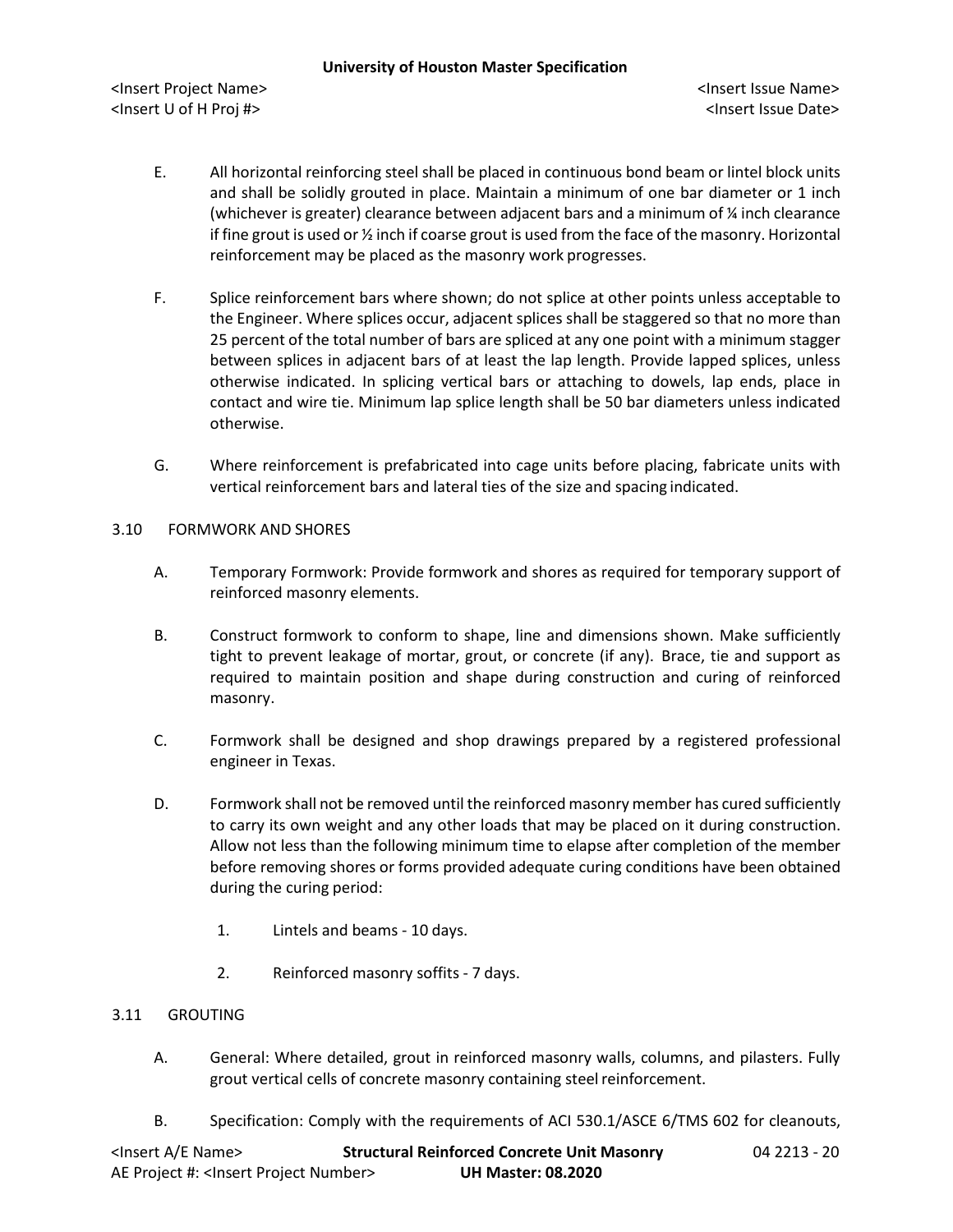E. All horizontal reinforcing steel shall be placed in continuous bond beam or lintel block units and shall be solidly grouted in place. Maintain a minimum of one bar diameter or 1 inch (whichever is greater) clearance between adjacent bars and a minimum of ¼ inch clearance if fine grout is used or ½ inch if coarse grout is used from the face of the masonry. Horizontal reinforcement may be placed as the masonry work progresses.

F. Splice reinforcement bars where shown; do not splice at other points unless acceptable to the Engineer. Where splices occur, adjacent splices shall be staggered so that no more than 25 percent of the total number of bars are spliced at any one point with a minimum stagger between splices in adjacent bars of at least the lap length. Provide lapped splices, unless otherwise indicated. In splicing vertical bars or attaching to dowels, lap ends, place in contact and wire tie. Minimum lap splice length shall be 50 bar diameters unless indicated otherwise.

G. Where reinforcement is prefabricated into cage units before placing, fabricate units with vertical reinforcement bars and lateral ties of the size and spacing indicated.

## 3.10 FORMWORK AND SHORES

A. Temporary Formwork: Provide formwork and shores as required for temporary support of reinforced masonry elements.

B. Construct formwork to conform to shape, line and dimensions shown. Make sufficiently tight to prevent leakage of mortar, grout, or concrete (if any). Brace, tie and support as required to maintain position and shape during construction and curing of reinforced masonry.

C. Formwork shall be designed and shop drawings prepared by a registered professional engineer in Texas.

D. Formwork shall not be removed until the reinforced masonry member has cured sufficiently to carry its own weight and any other loads that may be placed on it during construction. Allow not less than the following minimum time to elapse after completion of the member before removing shores or forms provided adequate curing conditions have been obtained during the curing period:

1. Lintels and beams - 10 days.
2. Reinforced masonry soffits - 7 days.

## 3.11 GROUTING

A. General: Where detailed, grout in reinforced masonry walls, columns, and pilasters. Fully grout vertical cells of concrete masonry containing steel reinforcement.

B. Specification: Comply with the requirements of ACI 530.1/ASCE 6/TMS 602 for cleanouts,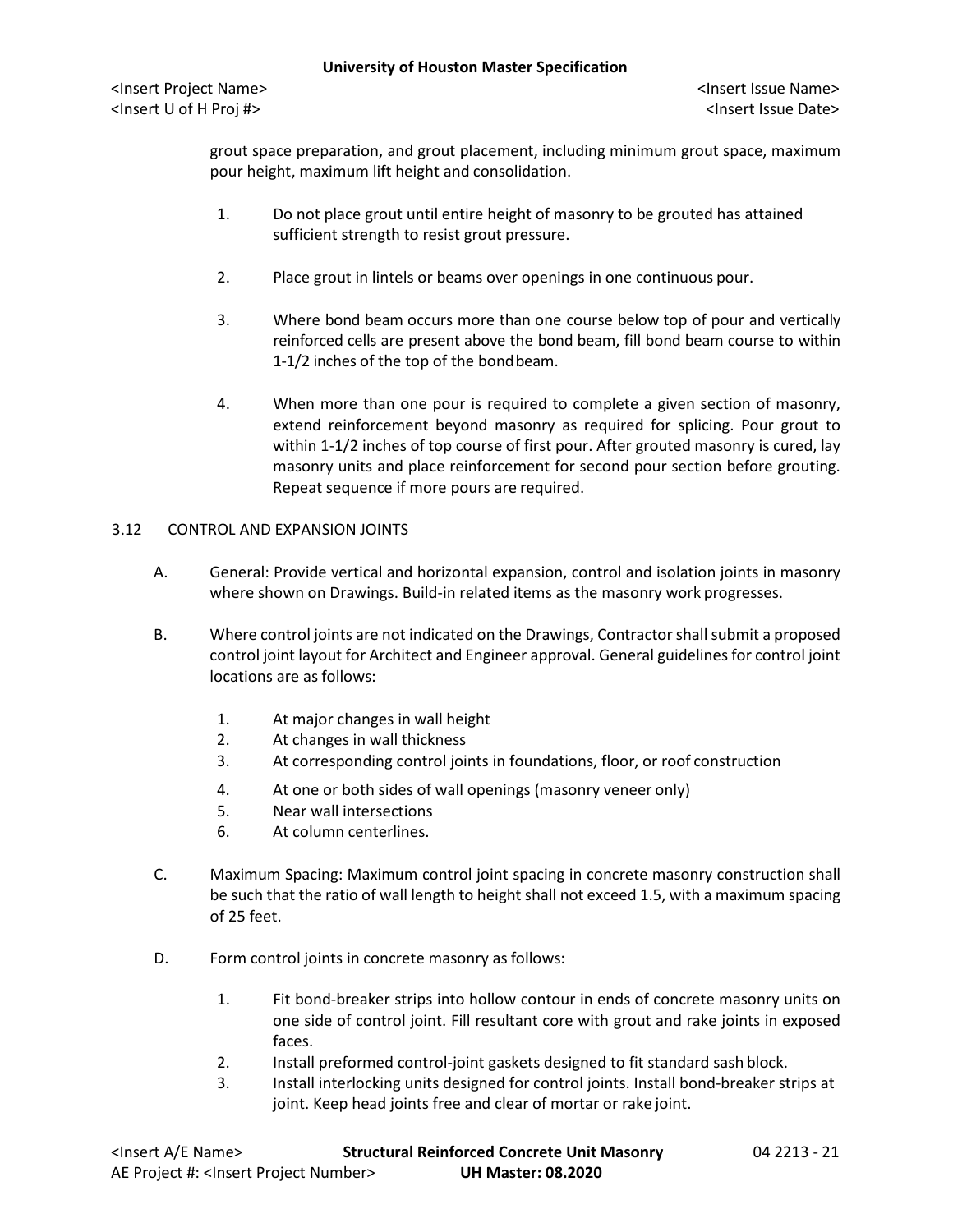grout space preparation, and grout placement, including minimum grout space, maximum pour height, maximum lift height and consolidation.

1. Do not place grout until entire height of masonry to be grouted has attained sufficient strength to resist grout pressure.

2. Place grout in lintels or beams over openings in one continuous pour.

3. Where bond beam occurs more than one course below top of pour and vertically reinforced cells are present above the bond beam, fill bond beam course to within 1-1/2 inches of the top of the bond beam.

4. When more than one pour is required to complete a given section of masonry, extend reinforcement beyond masonry as required for splicing. Pour grout to within 1-1/2 inches of top course of first pour. After grouted masonry is cured, lay masonry units and place reinforcement for second pour section before grouting. Repeat sequence if more pours are required.

## 3.12 CONTROL AND EXPANSION JOINTS

A. General: Provide vertical and horizontal expansion, control and isolation joints in masonry where shown on Drawings. Build-in related items as the masonry work progresses.

B. Where control joints are not indicated on the Drawings, Contractor shall submit a proposed control joint layout for Architect and Engineer approval. General guidelines for control joint locations are as follows:

1. At major changes in wall height
2. At changes in wall thickness
3. At corresponding control joints in foundations, floor, or roof construction
4. At one or both sides of wall openings (masonry veneer only)
5. Near wall intersections
6. At column centerlines.

C. Maximum Spacing: Maximum control joint spacing in concrete masonry construction shall be such that the ratio of wall length to height shall not exceed 1.5, with a maximum spacing of 25 feet.

D. Form control joints in concrete masonry as follows:

1. Fit bond-breaker strips into hollow contour in ends of concrete masonry units on one side of control joint. Fill resultant core with grout and rake joints in exposed faces.
2. Install preformed control-joint gaskets designed to fit standard sash block.
3. Install interlocking units designed for control joints. Install bond-breaker strips at joint. Keep head joints free and clear of mortar or rake joint.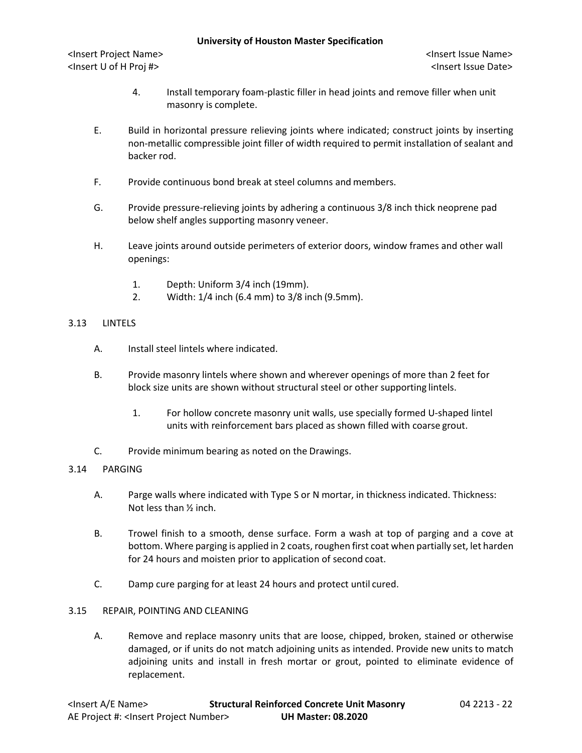4. Install temporary foam-plastic filler in head joints and remove filler when unit masonry is complete.

E. Build in horizontal pressure relieving joints where indicated; construct joints by inserting non-metallic compressible joint filler of width required to permit installation of sealant and backer rod.

F. Provide continuous bond break at steel columns and members.

G. Provide pressure-relieving joints by adhering a continuous 3/8 inch thick neoprene pad below shelf angles supporting masonry veneer.

H. Leave joints around outside perimeters of exterior doors, window frames and other wall openings:

1. Depth: Uniform 3/4 inch (19mm).
2. Width: 1/4 inch (6.4 mm) to 3/8 inch (9.5mm).

## 3.13 LINTELS

A. Install steel lintels where indicated.

B. Provide masonry lintels where shown and wherever openings of more than 2 feet for block size units are shown without structural steel or other supporting lintels.

1. For hollow concrete masonry unit walls, use specially formed U-shaped lintel units with reinforcement bars placed as shown filled with coarse grout.

C. Provide minimum bearing as noted on the Drawings.

## 3.14 PARGING

A. Parge walls where indicated with Type S or N mortar, in thickness indicated. Thickness: Not less than ½ inch.

B. Trowel finish to a smooth, dense surface. Form a wash at top of parging and a cove at bottom. Where parging is applied in 2 coats, roughen first coat when partially set, let harden for 24 hours and moisten prior to application of second coat.

C. Damp cure parging for at least 24 hours and protect until cured.

## 3.15 REPAIR, POINTING AND CLEANING

A. Remove and replace masonry units that are loose, chipped, broken, stained or otherwise damaged, or if units do not match adjoining units as intended. Provide new units to match adjoining units and install in fresh mortar or grout, pointed to eliminate evidence of replacement.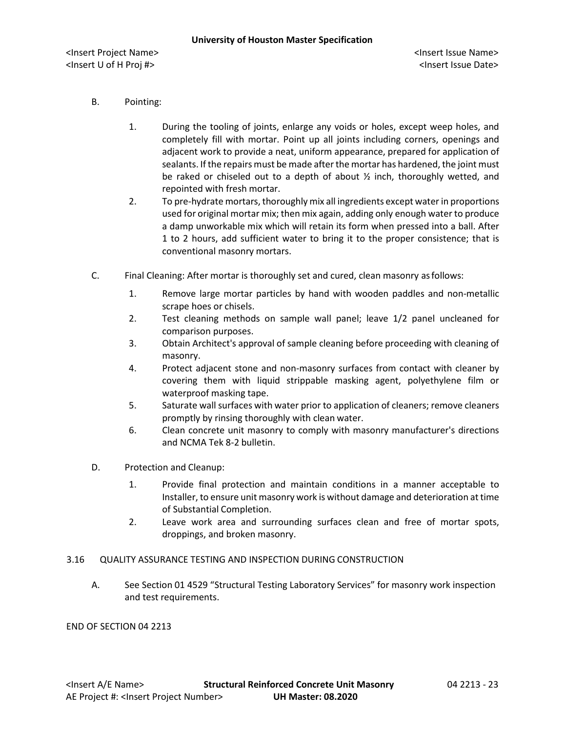B. Pointing:

1. During the tooling of joints, enlarge any voids or holes, except weep holes, and completely fill with mortar. Point up all joints including corners, openings and adjacent work to provide a neat, uniform appearance, prepared for application of sealants. If the repairs must be made after the mortar has hardened, the joint must be raked or chiseled out to a depth of about ½ inch, thoroughly wetted, and repointed with fresh mortar.
2. To pre-hydrate mortars, thoroughly mix all ingredients except water in proportions used for original mortar mix; then mix again, adding only enough water to produce a damp unworkable mix which will retain its form when pressed into a ball. After 1 to 2 hours, add sufficient water to bring it to the proper consistence; that is conventional masonry mortars.

C. Final Cleaning: After mortar is thoroughly set and cured, clean masonry as follows:

1. Remove large mortar particles by hand with wooden paddles and non-metallic scrape hoes or chisels.
2. Test cleaning methods on sample wall panel; leave 1/2 panel uncleaned for comparison purposes.
3. Obtain Architect's approval of sample cleaning before proceeding with cleaning of masonry.
4. Protect adjacent stone and non-masonry surfaces from contact with cleaner by covering them with liquid strippable masking agent, polyethylene film or waterproof masking tape.
5. Saturate wall surfaces with water prior to application of cleaners; remove cleaners promptly by rinsing thoroughly with clean water.
6. Clean concrete unit masonry to comply with masonry manufacturer's directions and NCMA Tek 8-2 bulletin.

D. Protection and Cleanup:

1. Provide final protection and maintain conditions in a manner acceptable to Installer, to ensure unit masonry work is without damage and deterioration at time of Substantial Completion.
2. Leave work area and surrounding surfaces clean and free of mortar spots, droppings, and broken masonry.

## 3.16 QUALITY ASSURANCE TESTING AND INSPECTION DURING CONSTRUCTION

A. See Section 01 4529 "Structural Testing Laboratory Services" for masonry work inspection and test requirements.

END OF SECTION 04 2213